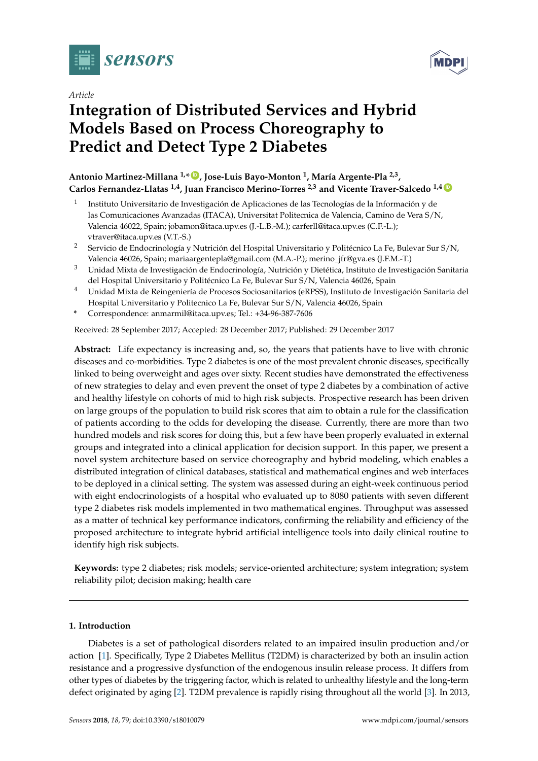*Article*

# Integration of Distributed Services and Hybrid Models Based on Process Choreography to Predict and Detect Type 2 Diabetes

**Antonio Martinez-Millana [1,*], Jose-Luis Bayo-Monton [1], María Argente-Pla [2,3], Carlos Fernandez-Llatas [1,4], Juan Francisco Merino-Torres [2,3] and Vicente Traver-Salcedo [1,4]**

1 Instituto Universitario de Investigación de Aplicaciones de las Tecnologías de la Información y de las Comunicaciones Avanzadas (ITACA), Universitat Politecnica de Valencia, Camino de Vera S/N, Valencia 46022, Spain; jobamon@itaca.upv.es (J.-L.B.-M.); carferll@itaca.upv.es (C.F.-L.); vtraver@itaca.upv.es (V.T.-S.)

2 Servicio de Endocrinología y Nutrición del Hospital Universitario y Politécnico La Fe, Bulevar Sur S/N, Valencia 46026, Spain; mariaargentepla@gmail.com (M.A.-P.); merino_jfr@gva.es (J.F.M.-T.)

3 Unidad Mixta de Investigación de Endocrinología, Nutrición y Dietética, Instituto de Investigación Sanitaria del Hospital Universitario y Politécnico La Fe, Bulevar Sur S/N, Valencia 46026, Spain

4 Unidad Mixta de Reingeniería de Procesos Sociosanitarios (eRPSS), Instituto de Investigación Sanitaria del Hospital Universitario y Politecnico La Fe, Bulevar Sur S/N, Valencia 46026, Spain

\* Correspondence: anmarmil@itaca.upv.es; Tel.: +34-96-387-7606

Received: 28 September 2017; Accepted: 28 December 2017; Published: 29 December 2017

**Abstract:** Life expectancy is increasing and, so, the years that patients have to live with chronic diseases and co-morbidities. Type 2 diabetes is one of the most prevalent chronic diseases, specifically linked to being overweight and ages over sixty. Recent studies have demonstrated the effectiveness of new strategies to delay and even prevent the onset of type 2 diabetes by a combination of active and healthy lifestyle on cohorts of mid to high risk subjects. Prospective research has been driven on large groups of the population to build risk scores that aim to obtain a rule for the classification of patients according to the odds for developing the disease. Currently, there are more than two hundred models and risk scores for doing this, but a few have been properly evaluated in external groups and integrated into a clinical application for decision support. In this paper, we present a novel system architecture based on service choreography and hybrid modeling, which enables a distributed integration of clinical databases, statistical and mathematical engines and web interfaces to be deployed in a clinical setting. The system was assessed during an eight-week continuous period with eight endocrinologists of a hospital who evaluated up to 8080 patients with seven different type 2 diabetes risk models implemented in two mathematical engines. Throughput was assessed as a matter of technical key performance indicators, confirming the reliability and efficiency of the proposed architecture to integrate hybrid artificial intelligence tools into daily clinical routine to identify high risk subjects.

**Keywords:** type 2 diabetes; risk models; service-oriented architecture; system integration; system reliability pilot; decision making; health care

## 1. Introduction

Diabetes is a set of pathological disorders related to an impaired insulin production and/or action [1]. Specifically, Type 2 Diabetes Mellitus (T2DM) is characterized by both an insulin action resistance and a progressive dysfunction of the endogenous insulin release process. It differs from other types of diabetes by the triggering factor, which is related to unhealthy lifestyle and the long-term defect originated by aging [2]. T2DM prevalence is rapidly rising throughout all the world [3]. In 2013,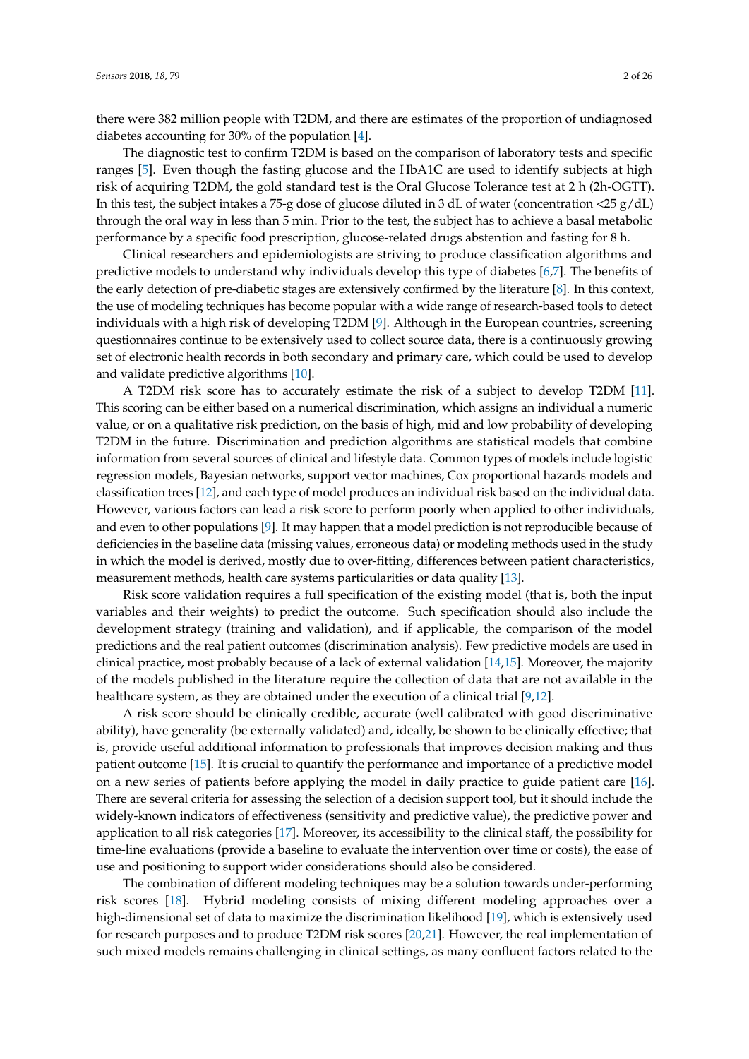there were 382 million people with T2DM, and there are estimates of the proportion of undiagnosed diabetes accounting for 30% of the population [4].

The diagnostic test to confirm T2DM is based on the comparison of laboratory tests and specific ranges [5]. Even though the fasting glucose and the HbA1C are used to identify subjects at high risk of acquiring T2DM, the gold standard test is the Oral Glucose Tolerance test at 2 h (2h-OGTT). In this test, the subject intakes a 75-g dose of glucose diluted in 3 dL of water (concentration <25 g/dL) through the oral way in less than 5 min. Prior to the test, the subject has to achieve a basal metabolic performance by a specific food prescription, glucose-related drugs abstention and fasting for 8 h.

Clinical researchers and epidemiologists are striving to produce classification algorithms and predictive models to understand why individuals develop this type of diabetes [6,7]. The benefits of the early detection of pre-diabetic stages are extensively confirmed by the literature [8]. In this context, the use of modeling techniques has become popular with a wide range of research-based tools to detect individuals with a high risk of developing T2DM [9]. Although in the European countries, screening questionnaires continue to be extensively used to collect source data, there is a continuously growing set of electronic health records in both secondary and primary care, which could be used to develop and validate predictive algorithms [10].

A T2DM risk score has to accurately estimate the risk of a subject to develop T2DM [11]. This scoring can be either based on a numerical discrimination, which assigns an individual a numeric value, or on a qualitative risk prediction, on the basis of high, mid and low probability of developing T2DM in the future. Discrimination and prediction algorithms are statistical models that combine information from several sources of clinical and lifestyle data. Common types of models include logistic regression models, Bayesian networks, support vector machines, Cox proportional hazards models and classification trees [12], and each type of model produces an individual risk based on the individual data. However, various factors can lead a risk score to perform poorly when applied to other individuals, and even to other populations [9]. It may happen that a model prediction is not reproducible because of deficiencies in the baseline data (missing values, erroneous data) or modeling methods used in the study in which the model is derived, mostly due to over-fitting, differences between patient characteristics, measurement methods, health care systems particularities or data quality [13].

Risk score validation requires a full specification of the existing model (that is, both the input variables and their weights) to predict the outcome. Such specification should also include the development strategy (training and validation), and if applicable, the comparison of the model predictions and the real patient outcomes (discrimination analysis). Few predictive models are used in clinical practice, most probably because of a lack of external validation [14,15]. Moreover, the majority of the models published in the literature require the collection of data that are not available in the healthcare system, as they are obtained under the execution of a clinical trial [9,12].

A risk score should be clinically credible, accurate (well calibrated with good discriminative ability), have generality (be externally validated) and, ideally, be shown to be clinically effective; that is, provide useful additional information to professionals that improves decision making and thus patient outcome [15]. It is crucial to quantify the performance and importance of a predictive model on a new series of patients before applying the model in daily practice to guide patient care [16]. There are several criteria for assessing the selection of a decision support tool, but it should include the widely-known indicators of effectiveness (sensitivity and predictive value), the predictive power and application to all risk categories [17]. Moreover, its accessibility to the clinical staff, the possibility for time-line evaluations (provide a baseline to evaluate the intervention over time or costs), the ease of use and positioning to support wider considerations should also be considered.

The combination of different modeling techniques may be a solution towards under-performing risk scores [18]. Hybrid modeling consists of mixing different modeling approaches over a high-dimensional set of data to maximize the discrimination likelihood [19], which is extensively used for research purposes and to produce T2DM risk scores [20,21]. However, the real implementation of such mixed models remains challenging in clinical settings, as many confluent factors related to the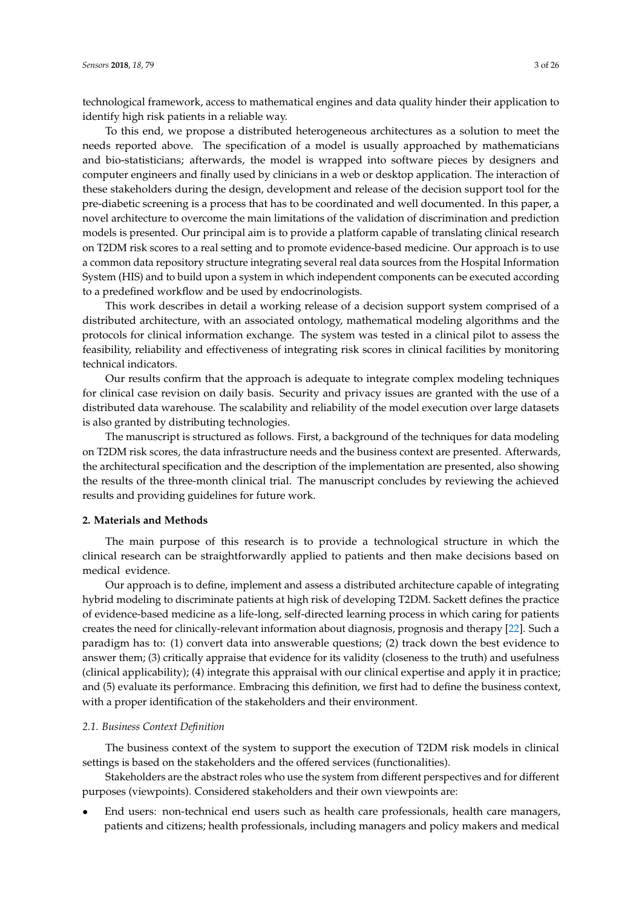technological framework, access to mathematical engines and data quality hinder their application to identify high risk patients in a reliable way.

To this end, we propose a distributed heterogeneous architectures as a solution to meet the needs reported above. The specification of a model is usually approached by mathematicians and bio-statisticians; afterwards, the model is wrapped into software pieces by designers and computer engineers and finally used by clinicians in a web or desktop application. The interaction of these stakeholders during the design, development and release of the decision support tool for the pre-diabetic screening is a process that has to be coordinated and well documented. In this paper, a novel architecture to overcome the main limitations of the validation of discrimination and prediction models is presented. Our principal aim is to provide a platform capable of translating clinical research on T2DM risk scores to a real setting and to promote evidence-based medicine. Our approach is to use a common data repository structure integrating several real data sources from the Hospital Information System (HIS) and to build upon a system in which independent components can be executed according to a predefined workflow and be used by endocrinologists.

This work describes in detail a working release of a decision support system comprised of a distributed architecture, with an associated ontology, mathematical modeling algorithms and the protocols for clinical information exchange. The system was tested in a clinical pilot to assess the feasibility, reliability and effectiveness of integrating risk scores in clinical facilities by monitoring technical indicators.

Our results confirm that the approach is adequate to integrate complex modeling techniques for clinical case revision on daily basis. Security and privacy issues are granted with the use of a distributed data warehouse. The scalability and reliability of the model execution over large datasets is also granted by distributing technologies.

The manuscript is structured as follows. First, a background of the techniques for data modeling on T2DM risk scores, the data infrastructure needs and the business context are presented. Afterwards, the architectural specification and the description of the implementation are presented, also showing the results of the three-month clinical trial. The manuscript concludes by reviewing the achieved results and providing guidelines for future work.

## 2. Materials and Methods

The main purpose of this research is to provide a technological structure in which the clinical research can be straightforwardly applied to patients and then make decisions based on medical evidence.

Our approach is to define, implement and assess a distributed architecture capable of integrating hybrid modeling to discriminate patients at high risk of developing T2DM. Sackett defines the practice of evidence-based medicine as a life-long, self-directed learning process in which caring for patients creates the need for clinically-relevant information about diagnosis, prognosis and therapy [22]. Such a paradigm has to: (1) convert data into answerable questions; (2) track down the best evidence to answer them; (3) critically appraise that evidence for its validity (closeness to the truth) and usefulness (clinical applicability); (4) integrate this appraisal with our clinical expertise and apply it in practice; and (5) evaluate its performance. Embracing this definition, we first had to define the business context, with a proper identification of the stakeholders and their environment.

### *2.1. Business Context Definition*

The business context of the system to support the execution of T2DM risk models in clinical settings is based on the stakeholders and the offered services (functionalities).

Stakeholders are the abstract roles who use the system from different perspectives and for different purposes (viewpoints). Considered stakeholders and their own viewpoints are:

- End users: non-technical end users such as health care professionals, health care managers, patients and citizens; health professionals, including managers and policy makers and medical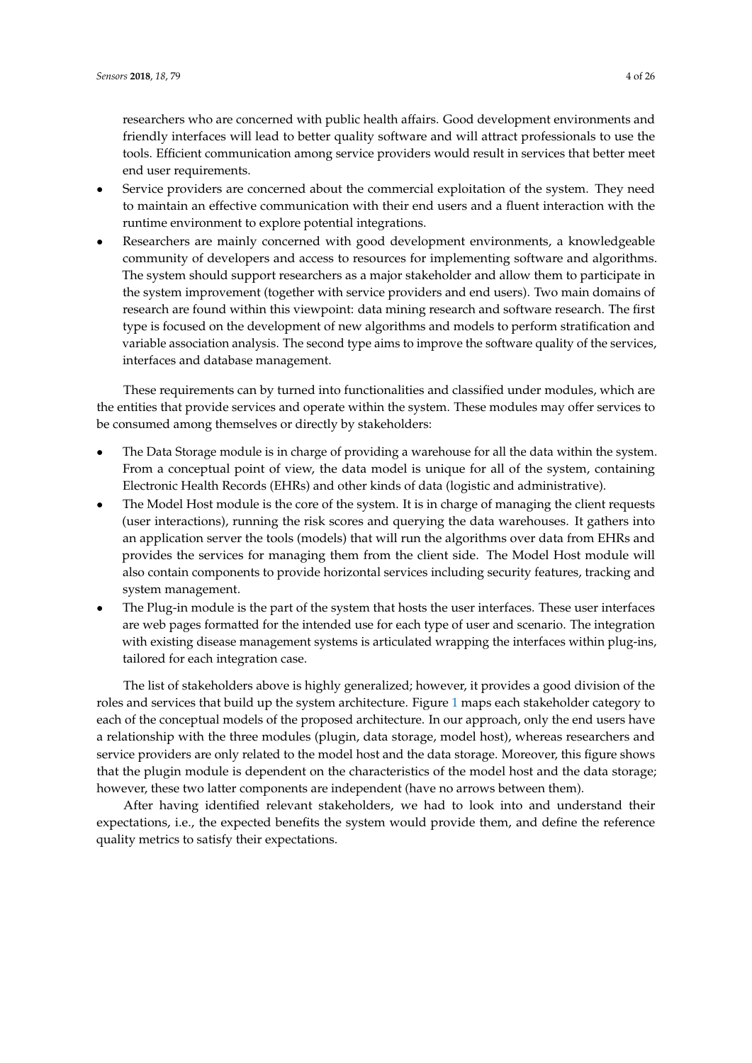researchers who are concerned with public health affairs. Good development environments and friendly interfaces will lead to better quality software and will attract professionals to use the tools. Efficient communication among service providers would result in services that better meet end user requirements.

- Service providers are concerned about the commercial exploitation of the system. They need to maintain an effective communication with their end users and a fluent interaction with the runtime environment to explore potential integrations.
- Researchers are mainly concerned with good development environments, a knowledgeable community of developers and access to resources for implementing software and algorithms. The system should support researchers as a major stakeholder and allow them to participate in the system improvement (together with service providers and end users). Two main domains of research are found within this viewpoint: data mining research and software research. The first type is focused on the development of new algorithms and models to perform stratification and variable association analysis. The second type aims to improve the software quality of the services, interfaces and database management.

These requirements can by turned into functionalities and classified under modules, which are the entities that provide services and operate within the system. These modules may offer services to be consumed among themselves or directly by stakeholders:

- The Data Storage module is in charge of providing a warehouse for all the data within the system. From a conceptual point of view, the data model is unique for all of the system, containing Electronic Health Records (EHRs) and other kinds of data (logistic and administrative).
- The Model Host module is the core of the system. It is in charge of managing the client requests (user interactions), running the risk scores and querying the data warehouses. It gathers into an application server the tools (models) that will run the algorithms over data from EHRs and provides the services for managing them from the client side. The Model Host module will also contain components to provide horizontal services including security features, tracking and system management.
- The Plug-in module is the part of the system that hosts the user interfaces. These user interfaces are web pages formatted for the intended use for each type of user and scenario. The integration with existing disease management systems is articulated wrapping the interfaces within plug-ins, tailored for each integration case.

The list of stakeholders above is highly generalized; however, it provides a good division of the roles and services that build up the system architecture. Figure 1 maps each stakeholder category to each of the conceptual models of the proposed architecture. In our approach, only the end users have a relationship with the three modules (plugin, data storage, model host), whereas researchers and service providers are only related to the model host and the data storage. Moreover, this figure shows that the plugin module is dependent on the characteristics of the model host and the data storage; however, these two latter components are independent (have no arrows between them).

After having identified relevant stakeholders, we had to look into and understand their expectations, i.e., the expected benefits the system would provide them, and define the reference quality metrics to satisfy their expectations.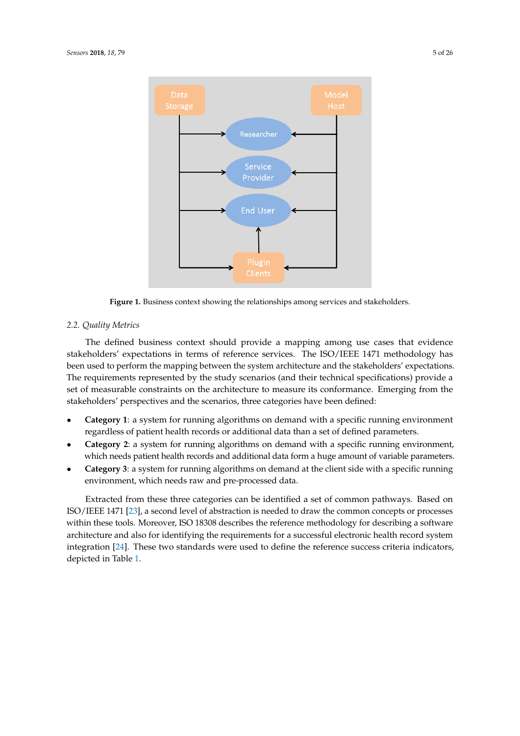Figure 1. Business context showing the relationships among services and stakeholders.

### 2.2. Quality Metrics

The defined business context should provide a mapping among use cases that evidence stakeholders' expectations in terms of reference services. The ISO/IEEE 1471 methodology has been used to perform the mapping between the system architecture and the stakeholders' expectations. The requirements represented by the study scenarios (and their technical specifications) provide a set of measurable constraints on the architecture to measure its conformance. Emerging from the stakeholders' perspectives and the scenarios, three categories have been defined:

- **Category 1**: a system for running algorithms on demand with a specific running environment regardless of patient health records or additional data than a set of defined parameters.
- **Category 2**: a system for running algorithms on demand with a specific running environment, which needs patient health records and additional data form a huge amount of variable parameters.
- **Category 3**: a system for running algorithms on demand at the client side with a specific running environment, which needs raw and pre-processed data.

Extracted from these three categories can be identified a set of common pathways. Based on ISO/IEEE 1471 [23], a second level of abstraction is needed to draw the common concepts or processes within these tools. Moreover, ISO 18308 describes the reference methodology for describing a software architecture and also for identifying the requirements for a successful electronic health record system integration [24]. These two standards were used to define the reference success criteria indicators, depicted in Table 1.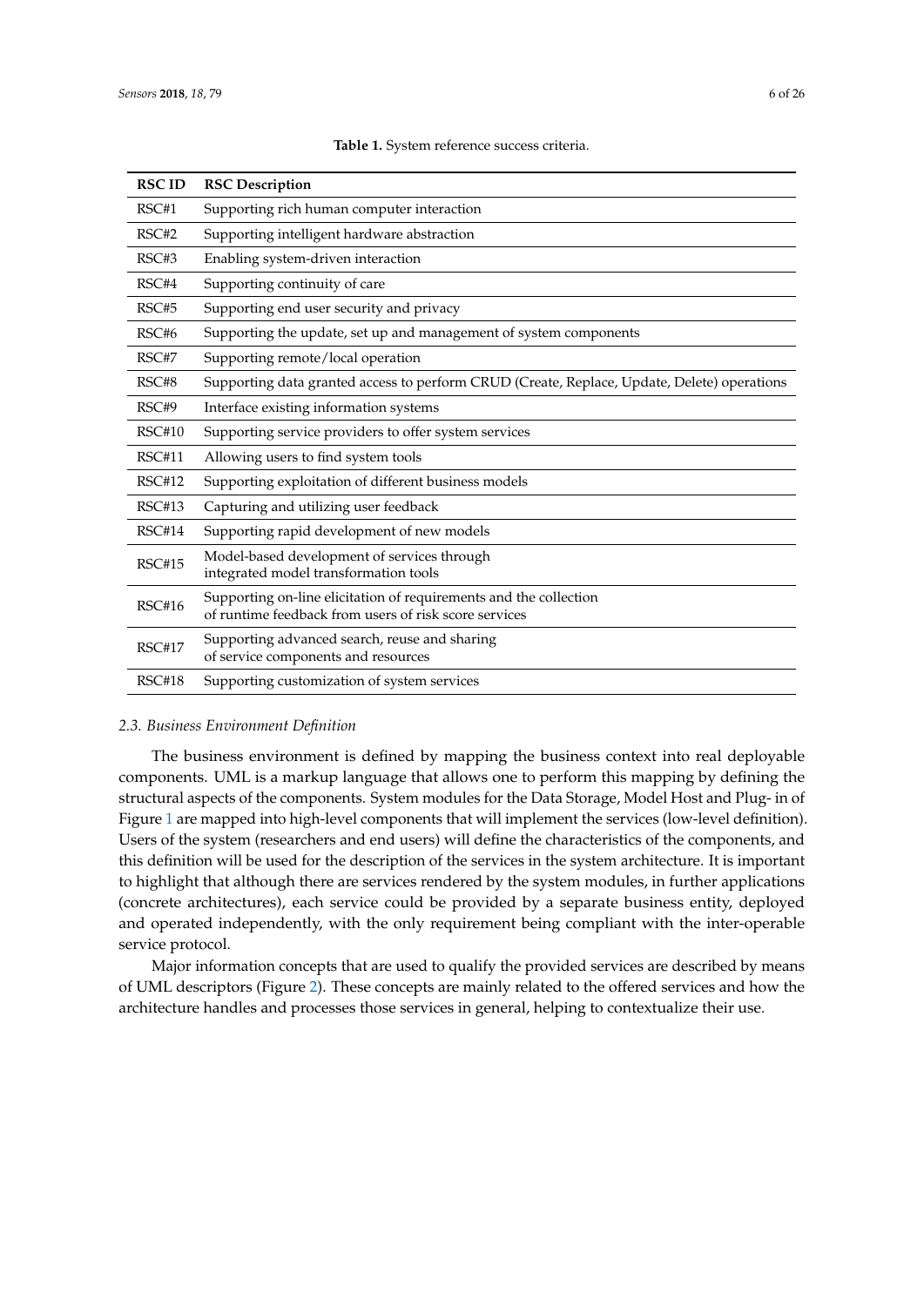**Table 1.** System reference success criteria.

| RSC ID | RSC Description |
| --- | --- |
| RSC#1 | Supporting rich human computer interaction |
| RSC#2 | Supporting intelligent hardware abstraction |
| RSC#3 | Enabling system-driven interaction |
| RSC#4 | Supporting continuity of care |
| RSC#5 | Supporting end user security and privacy |
| RSC#6 | Supporting the update, set up and management of system components |
| RSC#7 | Supporting remote/local operation |
| RSC#8 | Supporting data granted access to perform CRUD (Create, Replace, Update, Delete) operations |
| RSC#9 | Interface existing information systems |
| RSC#10 | Supporting service providers to offer system services |
| RSC#11 | Allowing users to find system tools |
| RSC#12 | Supporting exploitation of different business models |
| RSC#13 | Capturing and utilizing user feedback |
| RSC#14 | Supporting rapid development of new models |
| RSC#15 | Model-based development of services through integrated model transformation tools |
| RSC#16 | Supporting on-line elicitation of requirements and the collection of runtime feedback from users of risk score services |
| RSC#17 | Supporting advanced search, reuse and sharing of service components and resources |
| RSC#18 | Supporting customization of system services |

### *2.3. Business Environment Definition*

The business environment is defined by mapping the business context into real deployable components. UML is a markup language that allows one to perform this mapping by defining the structural aspects of the components. System modules for the Data Storage, Model Host and Plug- in of Figure 1 are mapped into high-level components that will implement the services (low-level definition). Users of the system (researchers and end users) will define the characteristics of the components, and this definition will be used for the description of the services in the system architecture. It is important to highlight that although there are services rendered by the system modules, in further applications (concrete architectures), each service could be provided by a separate business entity, deployed and operated independently, with the only requirement being compliant with the inter-operable service protocol.

Major information concepts that are used to qualify the provided services are described by means of UML descriptors (Figure 2). These concepts are mainly related to the offered services and how the architecture handles and processes those services in general, helping to contextualize their use.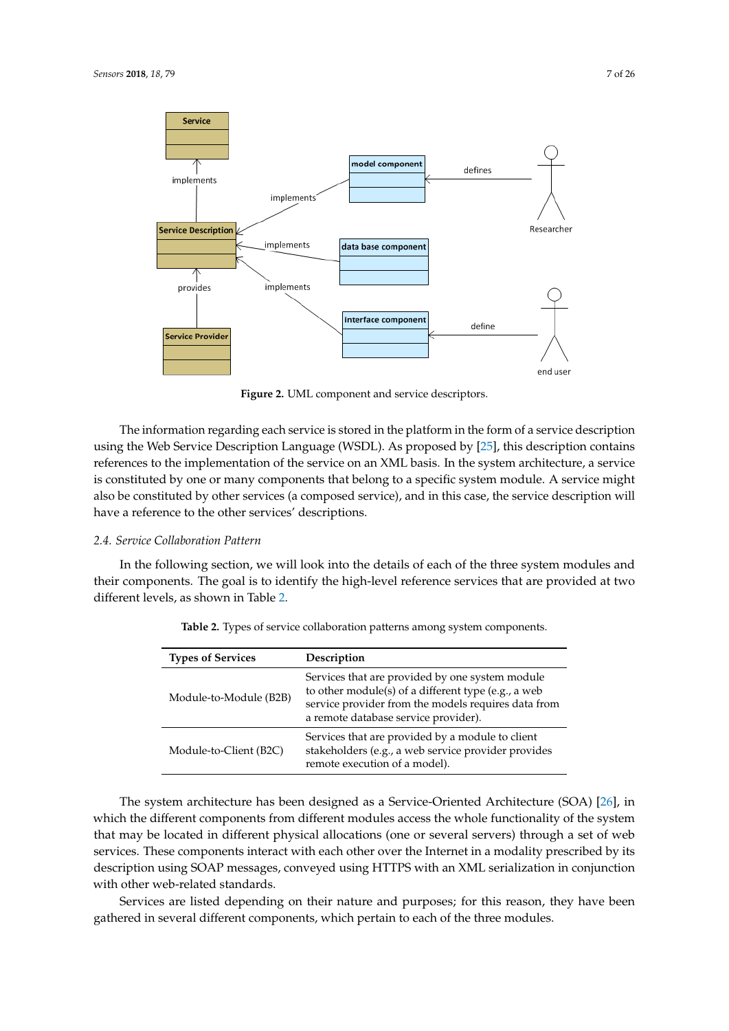**Figure 2.** UML component and service descriptors.

The information regarding each service is stored in the platform in the form of a service description using the Web Service Description Language (WSDL). As proposed by [25], this description contains references to the implementation of the service on an XML basis. In the system architecture, a service is constituted by one or many components that belong to a specific system module. A service might also be constituted by other services (a composed service), and in this case, the service description will have a reference to the other services' descriptions.

### 2.4. Service Collaboration Pattern

In the following section, we will look into the details of each of the three system modules and their components. The goal is to identify the high-level reference services that are provided at two different levels, as shown in Table 2.

**Table 2.** Types of service collaboration patterns among system components.

| Types of Services | Description |
| --- | --- |
| Module-to-Module (B2B) | Services that are provided by one system module to other module(s) of a different type (e.g., a web service provider from the models requires data from a remote database service provider). |
| Module-to-Client (B2C) | Services that are provided by a module to client stakeholders (e.g., a web service provider provides remote execution of a model). |

The system architecture has been designed as a Service-Oriented Architecture (SOA) [26], in which the different components from different modules access the whole functionality of the system that may be located in different physical allocations (one or several servers) through a set of web services. These components interact with each other over the Internet in a modality prescribed by its description using SOAP messages, conveyed using HTTPS with an XML serialization in conjunction with other web-related standards.

Services are listed depending on their nature and purposes; for this reason, they have been gathered in several different components, which pertain to each of the three modules.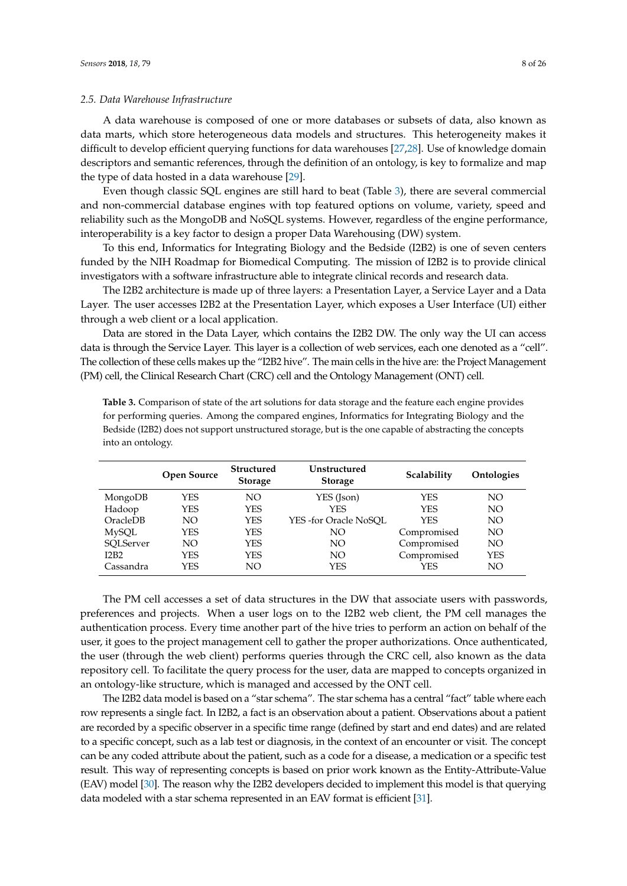### 2.5. Data Warehouse Infrastructure

A data warehouse is composed of one or more databases or subsets of data, also known as data marts, which store heterogeneous data models and structures. This heterogeneity makes it difficult to develop efficient querying functions for data warehouses [27,28]. Use of knowledge domain descriptors and semantic references, through the definition of an ontology, is key to formalize and map the type of data hosted in a data warehouse [29].

Even though classic SQL engines are still hard to beat (Table 3), there are several commercial and non-commercial database engines with top featured options on volume, variety, speed and reliability such as the MongoDB and NoSQL systems. However, regardless of the engine performance, interoperability is a key factor to design a proper Data Warehousing (DW) system.

To this end, Informatics for Integrating Biology and the Bedside (I2B2) is one of seven centers funded by the NIH Roadmap for Biomedical Computing. The mission of I2B2 is to provide clinical investigators with a software infrastructure able to integrate clinical records and research data.

The I2B2 architecture is made up of three layers: a Presentation Layer, a Service Layer and a Data Layer. The user accesses I2B2 at the Presentation Layer, which exposes a User Interface (UI) either through a web client or a local application.

Data are stored in the Data Layer, which contains the I2B2 DW. The only way the UI can access data is through the Service Layer. This layer is a collection of web services, each one denoted as a "cell". The collection of these cells makes up the "I2B2 hive". The main cells in the hive are: the Project Management (PM) cell, the Clinical Research Chart (CRC) cell and the Ontology Management (ONT) cell.

**Table 3.** Comparison of state of the art solutions for data storage and the feature each engine provides for performing queries. Among the compared engines, Informatics for Integrating Biology and the Bedside (I2B2) does not support unstructured storage, but is the one capable of abstracting the concepts into an ontology.

| | Open Source | Structured Storage | Unstructured Storage | Scalability | Ontologies |
|---|---|---|---|---|---|
| MongoDB | YES | NO | YES (Json) | YES | NO |
| Hadoop | YES | YES | YES | YES | NO |
| OracleDB | NO | YES | YES -for Oracle NoSQL | YES | NO |
| MySQL | YES | YES | NO | Compromised | NO |
| SQLServer | NO | YES | NO | Compromised | NO |
| I2B2 | YES | YES | NO | Compromised | YES |
| Cassandra | YES | NO | YES | YES | NO |

The PM cell accesses a set of data structures in the DW that associate users with passwords, preferences and projects. When a user logs on to the I2B2 web client, the PM cell manages the authentication process. Every time another part of the hive tries to perform an action on behalf of the user, it goes to the project management cell to gather the proper authorizations. Once authenticated, the user (through the web client) performs queries through the CRC cell, also known as the data repository cell. To facilitate the query process for the user, data are mapped to concepts organized in an ontology-like structure, which is managed and accessed by the ONT cell.

The I2B2 data model is based on a "star schema". The star schema has a central "fact" table where each row represents a single fact. In I2B2, a fact is an observation about a patient. Observations about a patient are recorded by a specific observer in a specific time range (defined by start and end dates) and are related to a specific concept, such as a lab test or diagnosis, in the context of an encounter or visit. The concept can be any coded attribute about the patient, such as a code for a disease, a medication or a specific test result. This way of representing concepts is based on prior work known as the Entity-Attribute-Value (EAV) model [30]. The reason why the I2B2 developers decided to implement this model is that querying data modeled with a star schema represented in an EAV format is efficient [31].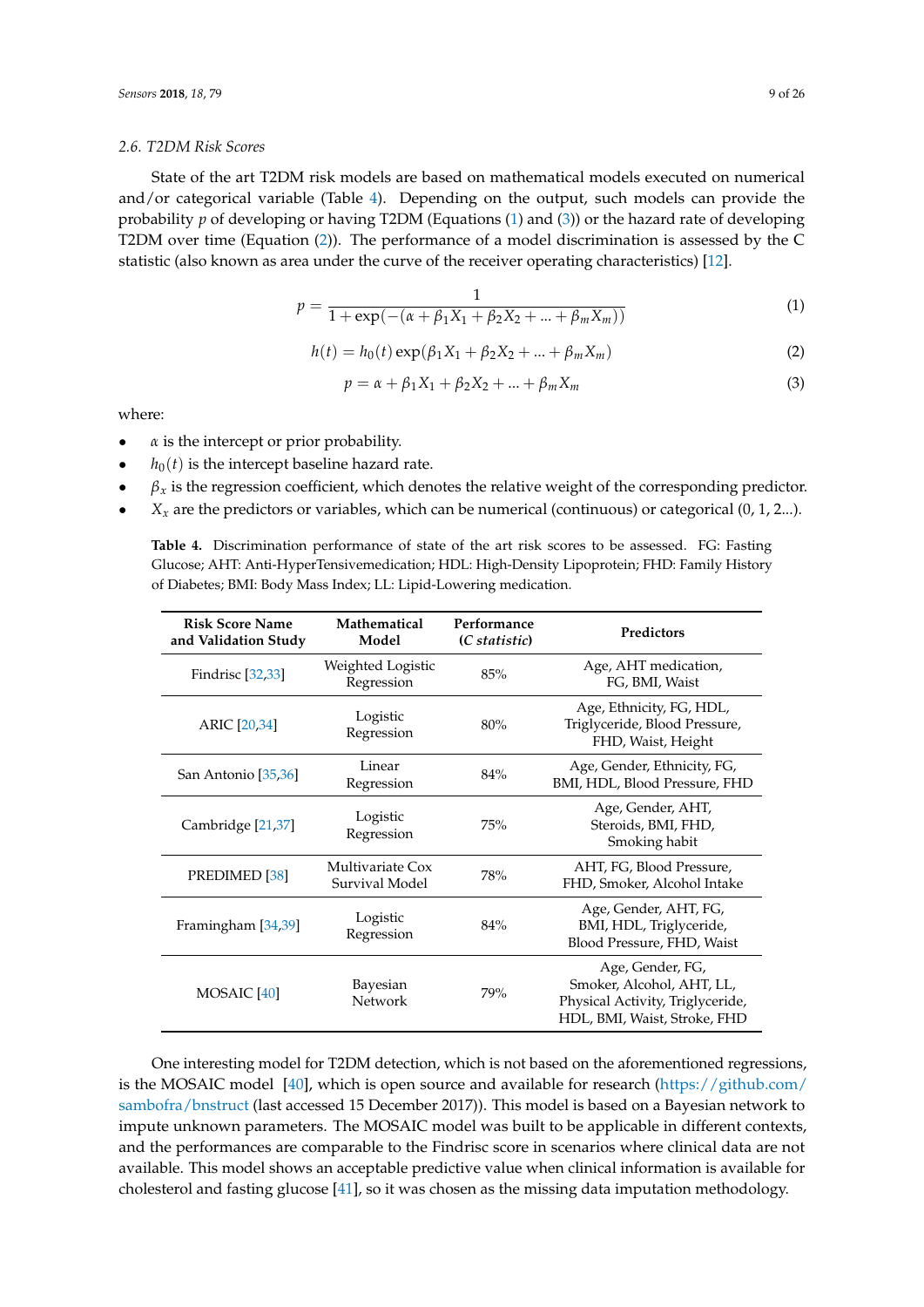### 2.6. T2DM Risk Scores

State of the art T2DM risk models are based on mathematical models executed on numerical and/or categorical variable (Table 4). Depending on the output, such models can provide the probability $p$ of developing or having T2DM (Equations (1) and (3)) or the hazard rate of developing T2DM over time (Equation (2)). The performance of a model discrimination is assessed by the C statistic (also known as area under the curve of the receiver operating characteristics) [12].

$$p = \frac{1}{1 + \exp(-(\alpha + \beta_1 X_1 + \beta_2 X_2 + ... + \beta_m X_m))} \tag{1}$$

$$h(t) = h_0(t) \exp(\beta_1 X_1 + \beta_2 X_2 + ... + \beta_m X_m) \tag{2}$$

$$p = \alpha + \beta_1 X_1 + \beta_2 X_2 + ... + \beta_m X_m \tag{3}$$

where:

- $\alpha$ is the intercept or prior probability.
- $h_0(t)$ is the intercept baseline hazard rate.
- $\beta_x$ is the regression coefficient, which denotes the relative weight of the corresponding predictor.
- $X_x$ are the predictors or variables, which can be numerical (continuous) or categorical (0, 1, 2...).

**Table 4.** Discrimination performance of state of the art risk scores to be assessed. FG: Fasting Glucose; AHT: Anti-HyperTensivemedication; HDL: High-Density Lipoprotein; FHD: Family History of Diabetes; BMI: Body Mass Index; LL: Lipid-Lowering medication.

| Risk Score Name and Validation Study | Mathematical Model | Performance (*C statistic*) | Predictors |
|---|---|---|---|
| Findrisc [32,33] | Weighted Logistic Regression | 85% | Age, AHT medication, FG, BMI, Waist |
| ARIC [20,34] | Logistic Regression | 80% | Age, Ethnicity, FG, HDL, Triglyceride, Blood Pressure, FHD, Waist, Height |
| San Antonio [35,36] | Linear Regression | 84% | Age, Gender, Ethnicity, FG, BMI, HDL, Blood Pressure, FHD |
| Cambridge [21,37] | Logistic Regression | 75% | Age, Gender, AHT, Steroids, BMI, FHD, Smoking habit |
| PREDIMED [38] | Multivariate Cox Survival Model | 78% | AHT, FG, Blood Pressure, FHD, Smoker, Alcohol Intake |
| Framingham [34,39] | Logistic Regression | 84% | Age, Gender, AHT, FG, BMI, HDL, Triglyceride, Blood Pressure, FHD, Waist |
| MOSAIC [40] | Bayesian Network | 79% | Age, Gender, FG, Smoker, Alcohol, AHT, LL, Physical Activity, Triglyceride, HDL, BMI, Waist, Stroke, FHD |

One interesting model for T2DM detection, which is not based on the aforementioned regressions, is the MOSAIC model [40], which is open source and available for research (https://github.com/sambofra/bnstruct (last accessed 15 December 2017)). This model is based on a Bayesian network to impute unknown parameters. The MOSAIC model was built to be applicable in different contexts, and the performances are comparable to the Findrisc score in scenarios where clinical data are not available. This model shows an acceptable predictive value when clinical information is available for cholesterol and fasting glucose [41], so it was chosen as the missing data imputation methodology.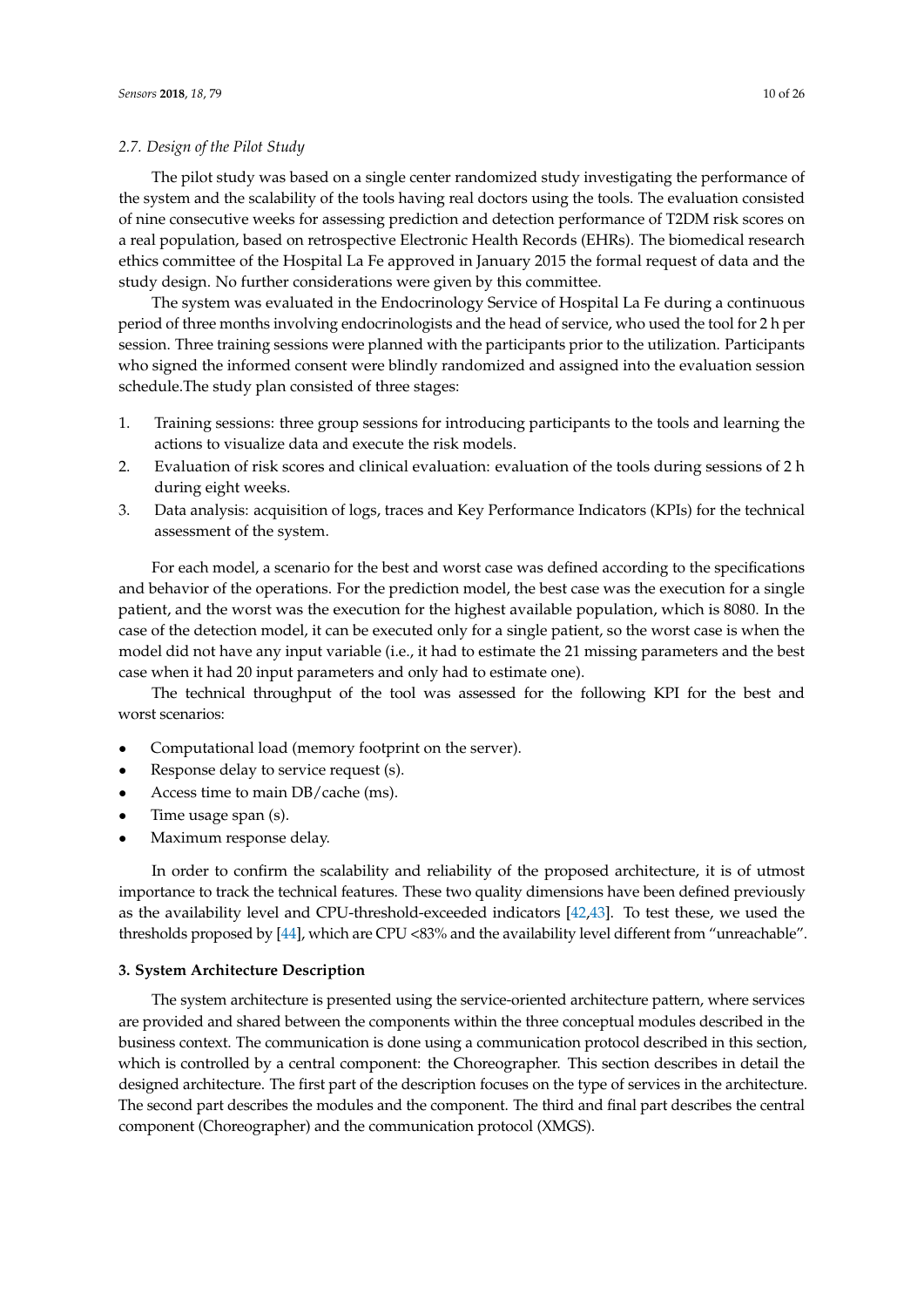### 2.7. Design of the Pilot Study

The pilot study was based on a single center randomized study investigating the performance of the system and the scalability of the tools having real doctors using the tools. The evaluation consisted of nine consecutive weeks for assessing prediction and detection performance of T2DM risk scores on a real population, based on retrospective Electronic Health Records (EHRs). The biomedical research ethics committee of the Hospital La Fe approved in January 2015 the formal request of data and the study design. No further considerations were given by this committee.

The system was evaluated in the Endocrinology Service of Hospital La Fe during a continuous period of three months involving endocrinologists and the head of service, who used the tool for 2 h per session. Three training sessions were planned with the participants prior to the utilization. Participants who signed the informed consent were blindly randomized and assigned into the evaluation session schedule.The study plan consisted of three stages:

1. Training sessions: three group sessions for introducing participants to the tools and learning the actions to visualize data and execute the risk models.
2. Evaluation of risk scores and clinical evaluation: evaluation of the tools during sessions of 2 h during eight weeks.
3. Data analysis: acquisition of logs, traces and Key Performance Indicators (KPIs) for the technical assessment of the system.

For each model, a scenario for the best and worst case was defined according to the specifications and behavior of the operations. For the prediction model, the best case was the execution for a single patient, and the worst was the execution for the highest available population, which is 8080. In the case of the detection model, it can be executed only for a single patient, so the worst case is when the model did not have any input variable (i.e., it had to estimate the 21 missing parameters and the best case when it had 20 input parameters and only had to estimate one).

The technical throughput of the tool was assessed for the following KPI for the best and worst scenarios:

- Computational load (memory footprint on the server).
- Response delay to service request (s).
- Access time to main DB/cache (ms).
- Time usage span (s).
- Maximum response delay.

In order to confirm the scalability and reliability of the proposed architecture, it is of utmost importance to track the technical features. These two quality dimensions have been defined previously as the availability level and CPU-threshold-exceeded indicators [42,43]. To test these, we used the thresholds proposed by [44], which are CPU <83% and the availability level different from "unreachable".

## 3. System Architecture Description

The system architecture is presented using the service-oriented architecture pattern, where services are provided and shared between the components within the three conceptual modules described in the business context. The communication is done using a communication protocol described in this section, which is controlled by a central component: the Choreographer. This section describes in detail the designed architecture. The first part of the description focuses on the type of services in the architecture. The second part describes the modules and the component. The third and final part describes the central component (Choreographer) and the communication protocol (XMGS).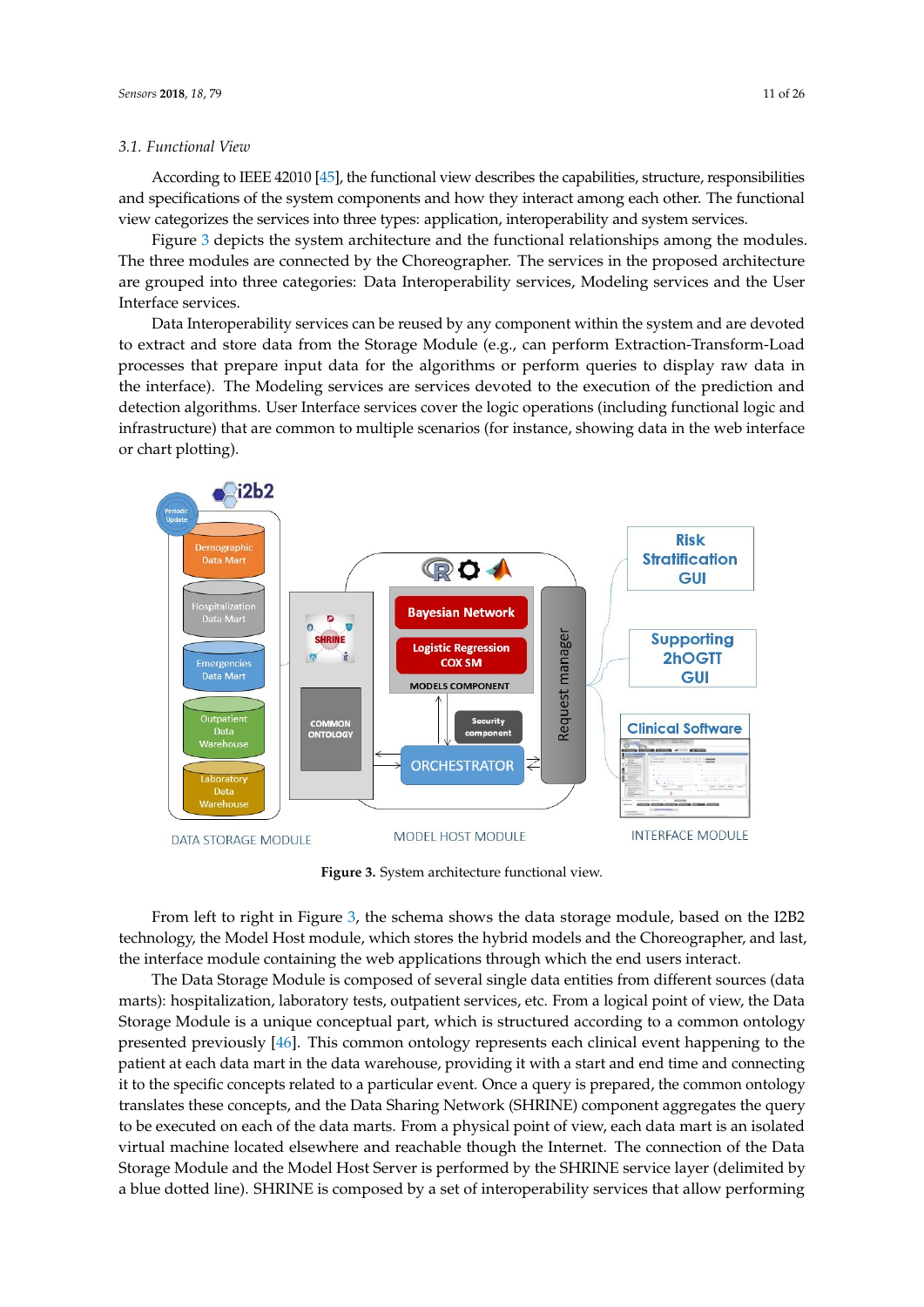### 3.1. Functional View

According to IEEE 42010 [45], the functional view describes the capabilities, structure, responsibilities and specifications of the system components and how they interact among each other. The functional view categorizes the services into three types: application, interoperability and system services.

Figure 3 depicts the system architecture and the functional relationships among the modules. The three modules are connected by the Choreographer. The services in the proposed architecture are grouped into three categories: Data Interoperability services, Modeling services and the User Interface services.

Data Interoperability services can be reused by any component within the system and are devoted to extract and store data from the Storage Module (e.g., can perform Extraction-Transform-Load processes that prepare input data for the algorithms or perform queries to display raw data in the interface). The Modeling services are services devoted to the execution of the prediction and detection algorithms. User Interface services cover the logic operations (including functional logic and infrastructure) that are common to multiple scenarios (for instance, showing data in the web interface or chart plotting).

**Figure 3.** System architecture functional view.

From left to right in Figure 3, the schema shows the data storage module, based on the I2B2 technology, the Model Host module, which stores the hybrid models and the Choreographer, and last, the interface module containing the web applications through which the end users interact.

The Data Storage Module is composed of several single data entities from different sources (data marts): hospitalization, laboratory tests, outpatient services, etc. From a logical point of view, the Data Storage Module is a unique conceptual part, which is structured according to a common ontology presented previously [46]. This common ontology represents each clinical event happening to the patient at each data mart in the data warehouse, providing it with a start and end time and connecting it to the specific concepts related to a particular event. Once a query is prepared, the common ontology translates these concepts, and the Data Sharing Network (SHRINE) component aggregates the query to be executed on each of the data marts. From a physical point of view, each data mart is an isolated virtual machine located elsewhere and reachable though the Internet. The connection of the Data Storage Module and the Model Host Server is performed by the SHRINE service layer (delimited by a blue dotted line). SHRINE is composed by a set of interoperability services that allow performing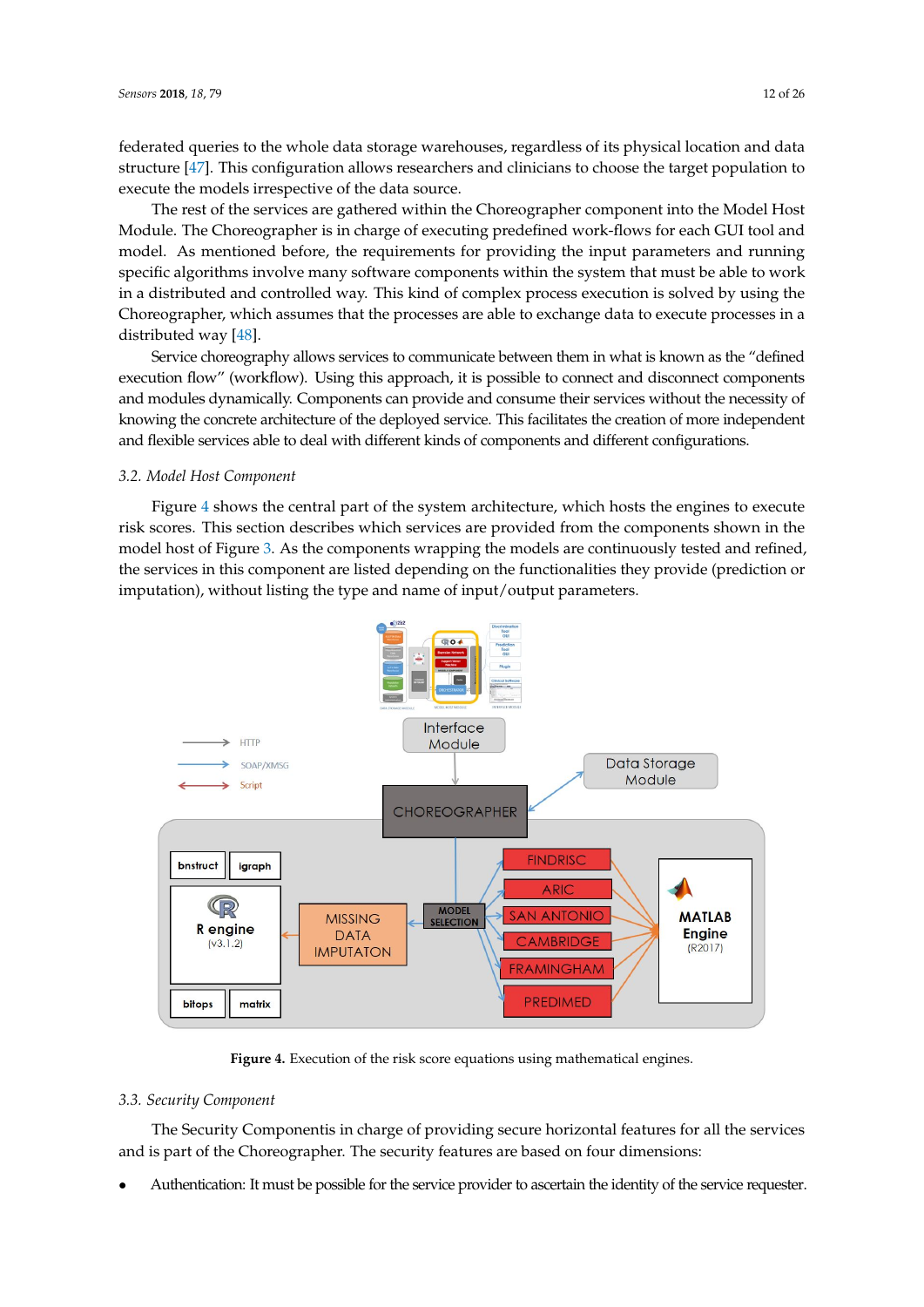federated queries to the whole data storage warehouses, regardless of its physical location and data structure [47]. This configuration allows researchers and clinicians to choose the target population to execute the models irrespective of the data source.

The rest of the services are gathered within the Choreographer component into the Model Host Module. The Choreographer is in charge of executing predefined work-flows for each GUI tool and model. As mentioned before, the requirements for providing the input parameters and running specific algorithms involve many software components within the system that must be able to work in a distributed and controlled way. This kind of complex process execution is solved by using the Choreographer, which assumes that the processes are able to exchange data to execute processes in a distributed way [48].

Service choreography allows services to communicate between them in what is known as the "defined execution flow" (workflow). Using this approach, it is possible to connect and disconnect components and modules dynamically. Components can provide and consume their services without the necessity of knowing the concrete architecture of the deployed service. This facilitates the creation of more independent and flexible services able to deal with different kinds of components and different configurations.

### 3.2. Model Host Component

Figure 4 shows the central part of the system architecture, which hosts the engines to execute risk scores. This section describes which services are provided from the components shown in the model host of Figure 3. As the components wrapping the models are continuously tested and refined, the services in this component are listed depending on the functionalities they provide (prediction or imputation), without listing the type and name of input/output parameters.

**Figure 4.** Execution of the risk score equations using mathematical engines.

### 3.3. Security Component

The Security Componentis in charge of providing secure horizontal features for all the services and is part of the Choreographer. The security features are based on four dimensions:

- Authentication: It must be possible for the service provider to ascertain the identity of the service requester.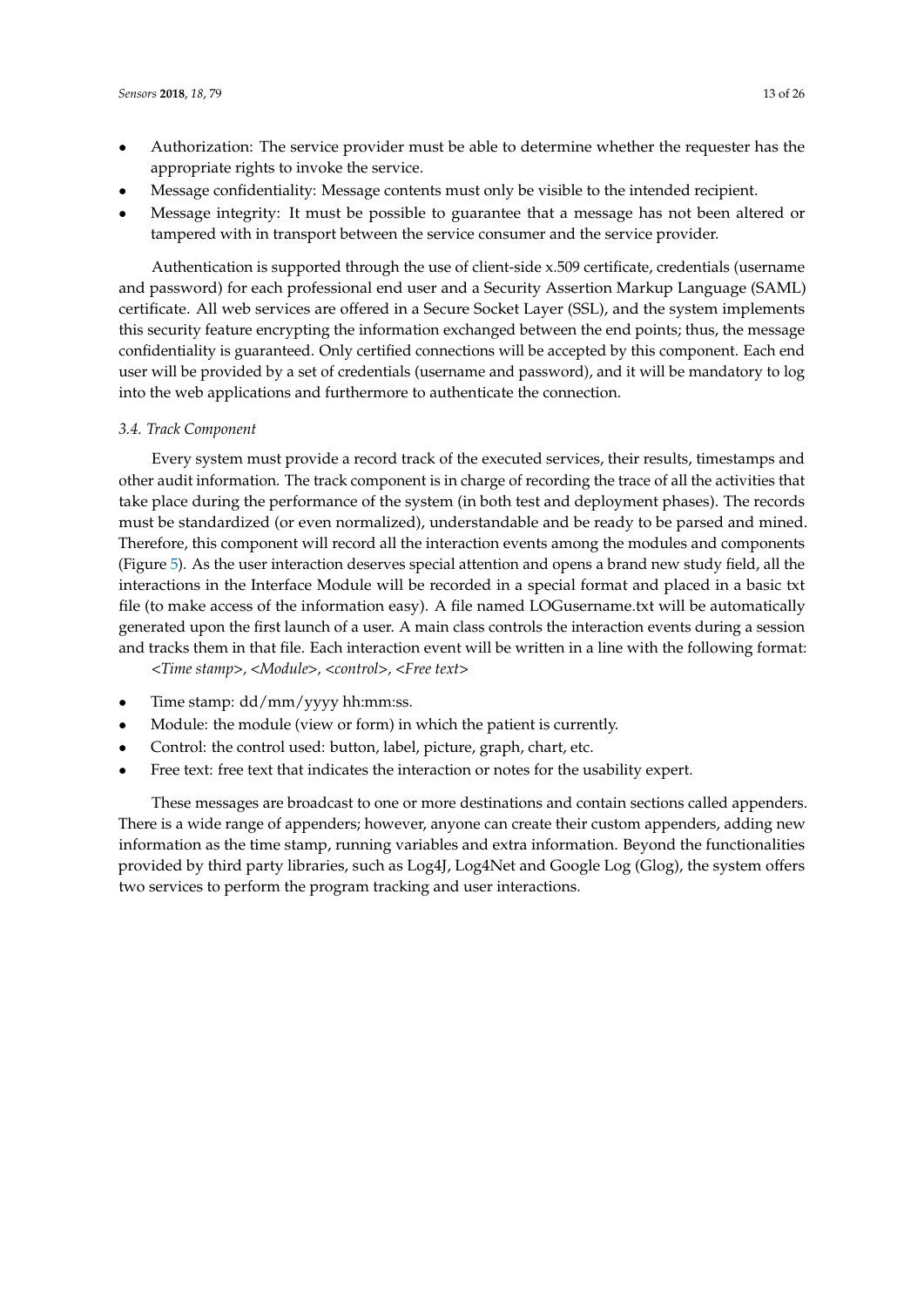- Authorization: The service provider must be able to determine whether the requester has the appropriate rights to invoke the service.
- Message confidentiality: Message contents must only be visible to the intended recipient.
- Message integrity: It must be possible to guarantee that a message has not been altered or tampered with in transport between the service consumer and the service provider.

Authentication is supported through the use of client-side x.509 certificate, credentials (username and password) for each professional end user and a Security Assertion Markup Language (SAML) certificate. All web services are offered in a Secure Socket Layer (SSL), and the system implements this security feature encrypting the information exchanged between the end points; thus, the message confidentiality is guaranteed. Only certified connections will be accepted by this component. Each end user will be provided by a set of credentials (username and password), and it will be mandatory to log into the web applications and furthermore to authenticate the connection.

### *3.4. Track Component*

Every system must provide a record track of the executed services, their results, timestamps and other audit information. The track component is in charge of recording the trace of all the activities that take place during the performance of the system (in both test and deployment phases). The records must be standardized (or even normalized), understandable and be ready to be parsed and mined. Therefore, this component will record all the interaction events among the modules and components (Figure 5). As the user interaction deserves special attention and opens a brand new study field, all the interactions in the Interface Module will be recorded in a special format and placed in a basic txt file (to make access of the information easy). A file named LOGusername.txt will be automatically generated upon the first launch of a user. A main class controls the interaction events during a session and tracks them in that file. Each interaction event will be written in a line with the following format:

*<Time stamp>, <Module>, <control>, <Free text>*

- Time stamp: dd/mm/yyyy hh:mm:ss.
- Module: the module (view or form) in which the patient is currently.
- Control: the control used: button, label, picture, graph, chart, etc.
- Free text: free text that indicates the interaction or notes for the usability expert.

These messages are broadcast to one or more destinations and contain sections called appenders. There is a wide range of appenders; however, anyone can create their custom appenders, adding new information as the time stamp, running variables and extra information. Beyond the functionalities provided by third party libraries, such as Log4J, Log4Net and Google Log (Glog), the system offers two services to perform the program tracking and user interactions.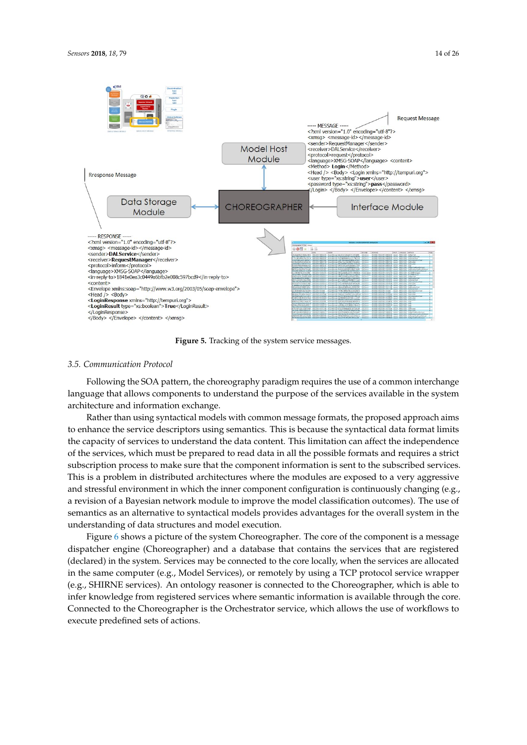**Figure 5.** Tracking of the system service messages.

### 3.5. Communication Protocol

Following the SOA pattern, the choreography paradigm requires the use of a common interchange language that allows components to understand the purpose of the services available in the system architecture and information exchange.

Rather than using syntactical models with common message formats, the proposed approach aims to enhance the service descriptors using semantics. This is because the syntactical data format limits the capacity of services to understand the data content. This limitation can affect the independence of the services, which must be prepared to read data in all the possible formats and requires a strict subscription process to make sure that the component information is sent to the subscribed services. This is a problem in distributed architectures where the modules are exposed to a very aggressive and stressful environment in which the inner component configuration is continuously changing (e.g., a revision of a Bayesian network module to improve the model classification outcomes). The use of semantics as an alternative to syntactical models provides advantages for the overall system in the understanding of data structures and model execution.

Figure 6 shows a picture of the system Choreographer. The core of the component is a message dispatcher engine (Choreographer) and a database that contains the services that are registered (declared) in the system. Services may be connected to the core locally, when the services are allocated in the same computer (e.g., Model Services), or remotely by using a TCP protocol service wrapper (e.g., SHIRNE services). An ontology reasoner is connected to the Choreographer, which is able to infer knowledge from registered services where semantic information is available through the core. Connected to the Choreographer is the Orchestrator service, which allows the use of workflows to execute predefined sets of actions.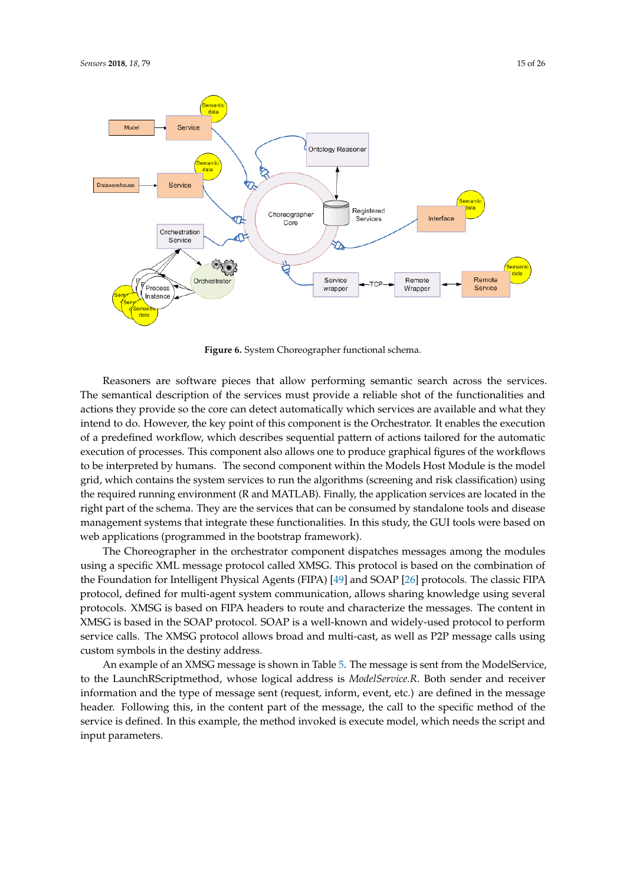**Figure 6.** System Choreographer functional schema.

Reasoners are software pieces that allow performing semantic search across the services. The semantical description of the services must provide a reliable shot of the functionalities and actions they provide so the core can detect automatically which services are available and what they intend to do. However, the key point of this component is the Orchestrator. It enables the execution of a predefined workflow, which describes sequential pattern of actions tailored for the automatic execution of processes. This component also allows one to produce graphical figures of the workflows to be interpreted by humans. The second component within the Models Host Module is the model grid, which contains the system services to run the algorithms (screening and risk classification) using the required running environment (R and MATLAB). Finally, the application services are located in the right part of the schema. They are the services that can be consumed by standalone tools and disease management systems that integrate these functionalities. In this study, the GUI tools were based on web applications (programmed in the bootstrap framework).

The Choreographer in the orchestrator component dispatches messages among the modules using a specific XML message protocol called XMSG. This protocol is based on the combination of the Foundation for Intelligent Physical Agents (FIPA) [49] and SOAP [26] protocols. The classic FIPA protocol, defined for multi-agent system communication, allows sharing knowledge using several protocols. XMSG is based on FIPA headers to route and characterize the messages. The content in XMSG is based in the SOAP protocol. SOAP is a well-known and widely-used protocol to perform service calls. The XMSG protocol allows broad and multi-cast, as well as P2P message calls using custom symbols in the destiny address.

An example of an XMSG message is shown in Table 5. The message is sent from the ModelService, to the LaunchRScriptmethod, whose logical address is *ModelService.R*. Both sender and receiver information and the type of message sent (request, inform, event, etc.) are defined in the message header. Following this, in the content part of the message, the call to the specific method of the service is defined. In this example, the method invoked is execute model, which needs the script and input parameters.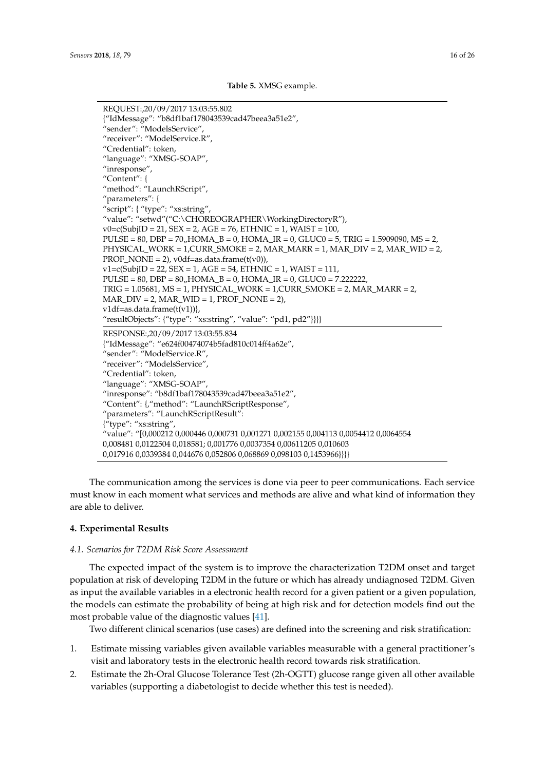**Table 5.** XMSG example.

```
REQUEST:,20/09/2017 13:03:55.802
{"IdMessage": "b8df1baf178043539cad47beea3a51e2",
"sender": "ModelsService",
"receiver": "ModelService.R",
"Credential": token,
"language": "XMSG-SOAP",
"inresponse",
"Content": {
"method": "LaunchRScript",
"parameters": {
"script": { "type": "xs:string",
"value": "setwd"("C:\CHOREOGRAPHER\WorkingDirectoryR"),
v0=c(SubjID = 21, SEX = 2, AGE = 76, ETHNIC = 1, WAIST = 100,
PULSE = 80, DBP = 70,,HOMA_B = 0, HOMA_IR = 0, GLUC0 = 5, TRIG = 1.5909090, MS = 2,
PHYSICAL_WORK = 1,CURR_SMOKE = 2, MAR_MARR = 1, MAR_DIV = 2, MAR_WID = 2,
PROF_NONE = 2), v0df=as.data.frame(t(v0)),
v1=c(SubjID = 22, SEX = 1, AGE = 54, ETHNIC = 1, WAIST = 111,
PULSE = 80, DBP = 80,,HOMA_B = 0, HOMA_IR = 0, GLUC0 = 7.222222,
TRIG = 1.05681, MS = 1, PHYSICAL_WORK = 1,CURR_SMOKE = 2, MAR_MARR = 2,
MAR_DIV = 2, MAR_WID = 1, PROF_NONE = 2),
v1df=as.data.frame(t(v1))},
"resultObjects": {"type": "xs:string", "value": "pd1, pd2"}}}}
```

```
RESPONSE:,20/09/2017 13:03:55.834
{"IdMessage": "e624f00474074b5fad810c014ff4a62e",
"sender": "ModelService.R",
"receiver": "ModelsService",
"Credential": token,
"language": "XMSG-SOAP",
"inresponse": "b8df1baf178043539cad47beea3a51e2",
"Content": {,"method": "LaunchRScriptResponse",
"parameters": "LaunchRScriptResult":
{"type": "xs:string",
"value": "[0,000212 0,000446 0,000731 0,001271 0,002155 0,004113 0,0054412 0,0064554
0,008481 0,0122504 0,018581; 0,001776 0,0037354 0,00611205 0,010603
0,017916 0,0339384 0,044676 0,052806 0,068869 0,098103 0,1453966}}}}
```

The communication among the services is done via peer to peer communications. Each service must know in each moment what services and methods are alive and what kind of information they are able to deliver.

## 4. Experimental Results

### *4.1. Scenarios for T2DM Risk Score Assessment*

The expected impact of the system is to improve the characterization T2DM onset and target population at risk of developing T2DM in the future or which has already undiagnosed T2DM. Given as input the available variables in a electronic health record for a given patient or a given population, the models can estimate the probability of being at high risk and for detection models find out the most probable value of the diagnostic values [41].

Two different clinical scenarios (use cases) are defined into the screening and risk stratification:

1. Estimate missing variables given available variables measurable with a general practitioner's visit and laboratory tests in the electronic health record towards risk stratification.
2. Estimate the 2h-Oral Glucose Tolerance Test (2h-OGTT) glucose range given all other available variables (supporting a diabetologist to decide whether this test is needed).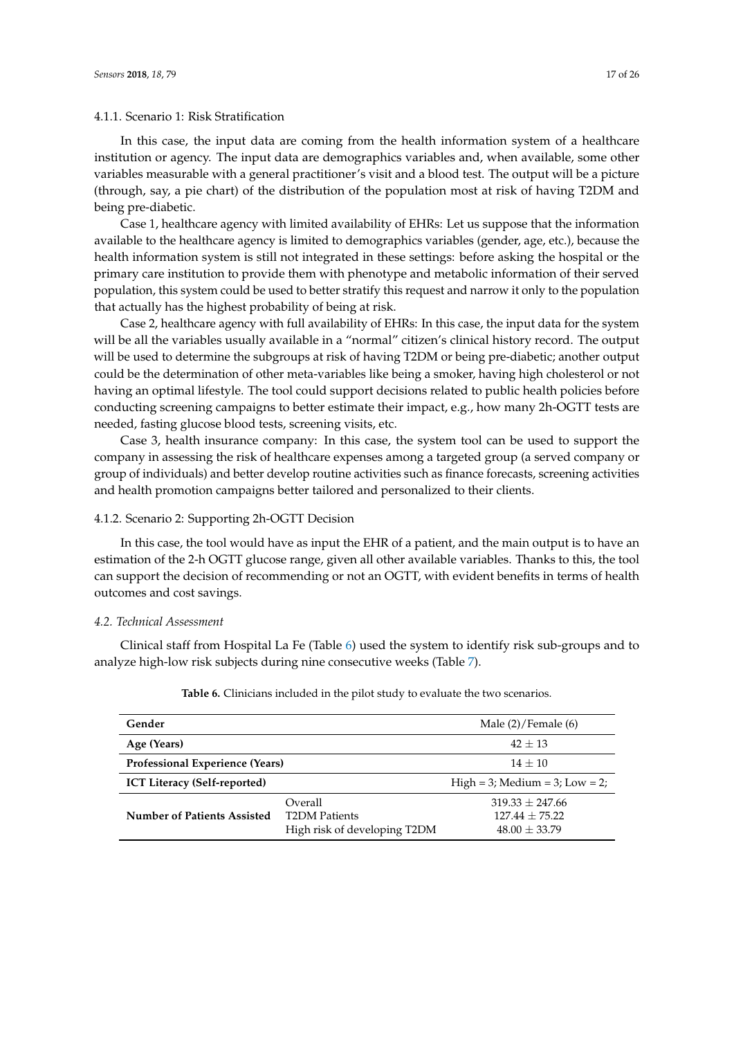#### 4.1.1. Scenario 1: Risk Stratification

In this case, the input data are coming from the health information system of a healthcare institution or agency. The input data are demographics variables and, when available, some other variables measurable with a general practitioner's visit and a blood test. The output will be a picture (through, say, a pie chart) of the distribution of the population most at risk of having T2DM and being pre-diabetic.

Case 1, healthcare agency with limited availability of EHRs: Let us suppose that the information available to the healthcare agency is limited to demographics variables (gender, age, etc.), because the health information system is still not integrated in these settings: before asking the hospital or the primary care institution to provide them with phenotype and metabolic information of their served population, this system could be used to better stratify this request and narrow it only to the population that actually has the highest probability of being at risk.

Case 2, healthcare agency with full availability of EHRs: In this case, the input data for the system will be all the variables usually available in a "normal" citizen's clinical history record. The output will be used to determine the subgroups at risk of having T2DM or being pre-diabetic; another output could be the determination of other meta-variables like being a smoker, having high cholesterol or not having an optimal lifestyle. The tool could support decisions related to public health policies before conducting screening campaigns to better estimate their impact, e.g., how many 2h-OGTT tests are needed, fasting glucose blood tests, screening visits, etc.

Case 3, health insurance company: In this case, the system tool can be used to support the company in assessing the risk of healthcare expenses among a targeted group (a served company or group of individuals) and better develop routine activities such as finance forecasts, screening activities and health promotion campaigns better tailored and personalized to their clients.

#### 4.1.2. Scenario 2: Supporting 2h-OGTT Decision

In this case, the tool would have as input the EHR of a patient, and the main output is to have an estimation of the 2-h OGTT glucose range, given all other available variables. Thanks to this, the tool can support the decision of recommending or not an OGTT, with evident benefits in terms of health outcomes and cost savings.

### *4.2. Technical Assessment*

Clinical staff from Hospital La Fe (Table 6) used the system to identify risk sub-groups and to analyze high-low risk subjects during nine consecutive weeks (Table 7).

**Table 6.** Clinicians included in the pilot study to evaluate the two scenarios.

| | | |
|---|---|---|
| **Gender** | | Male (2)/Female (6) |
| **Age (Years)** | | $42 \pm 13$ |
| **Professional Experience (Years)** | | $14 \pm 10$ |
| **ICT Literacy (Self-reported)** | | High = 3; Medium = 3; Low = 2; |
| **Number of Patients Assisted** | Overall | $319.33 \pm 247.66$ |
| | T2DM Patients | $127.44 \pm 75.22$ |
| | High risk of developing T2DM | $48.00 \pm 33.79$ |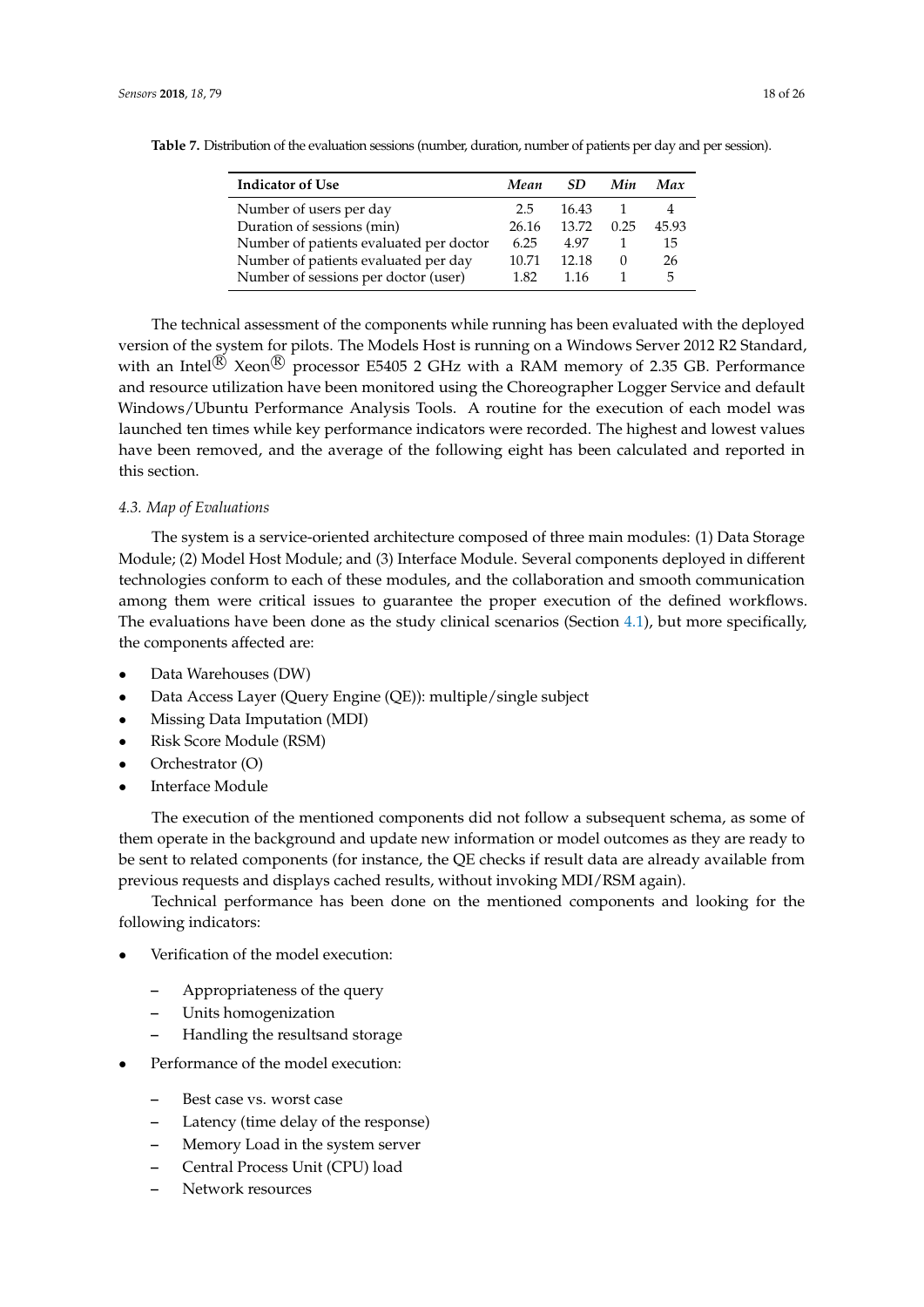**Table 7.** Distribution of the evaluation sessions (number, duration, number of patients per day and per session).

| Indicator of Use | *Mean* | *SD* | *Min* | *Max* |
|---|---|---|---|---|
| Number of users per day | 2.5 | 16.43 | 1 | 4 |
| Duration of sessions (min) | 26.16 | 13.72 | 0.25 | 45.93 |
| Number of patients evaluated per doctor | 6.25 | 4.97 | 1 | 15 |
| Number of patients evaluated per day | 10.71 | 12.18 | 0 | 26 |
| Number of sessions per doctor (user) | 1.82 | 1.16 | 1 | 5 |

The technical assessment of the components while running has been evaluated with the deployed version of the system for pilots. The Models Host is running on a Windows Server 2012 R2 Standard, with an Intel® Xeon® processor E5405 2 GHz with a RAM memory of 2.35 GB. Performance and resource utilization have been monitored using the Choreographer Logger Service and default Windows/Ubuntu Performance Analysis Tools. A routine for the execution of each model was launched ten times while key performance indicators were recorded. The highest and lowest values have been removed, and the average of the following eight has been calculated and reported in this section.

### 4.3. Map of Evaluations

The system is a service-oriented architecture composed of three main modules: (1) Data Storage Module; (2) Model Host Module; and (3) Interface Module. Several components deployed in different technologies conform to each of these modules, and the collaboration and smooth communication among them were critical issues to guarantee the proper execution of the defined workflows. The evaluations have been done as the study clinical scenarios (Section 4.1), but more specifically, the components affected are:

- Data Warehouses (DW)
- Data Access Layer (Query Engine (QE)): multiple/single subject
- Missing Data Imputation (MDI)
- Risk Score Module (RSM)
- Orchestrator (O)
- Interface Module

The execution of the mentioned components did not follow a subsequent schema, as some of them operate in the background and update new information or model outcomes as they are ready to be sent to related components (for instance, the QE checks if result data are already available from previous requests and displays cached results, without invoking MDI/RSM again).

Technical performance has been done on the mentioned components and looking for the following indicators:

- Verification of the model execution:
  - Appropriateness of the query
  - Units homogenization
  - Handling the resultsand storage
- Performance of the model execution:
  - Best case vs. worst case
  - Latency (time delay of the response)
  - Memory Load in the system server
  - Central Process Unit (CPU) load
  - Network resources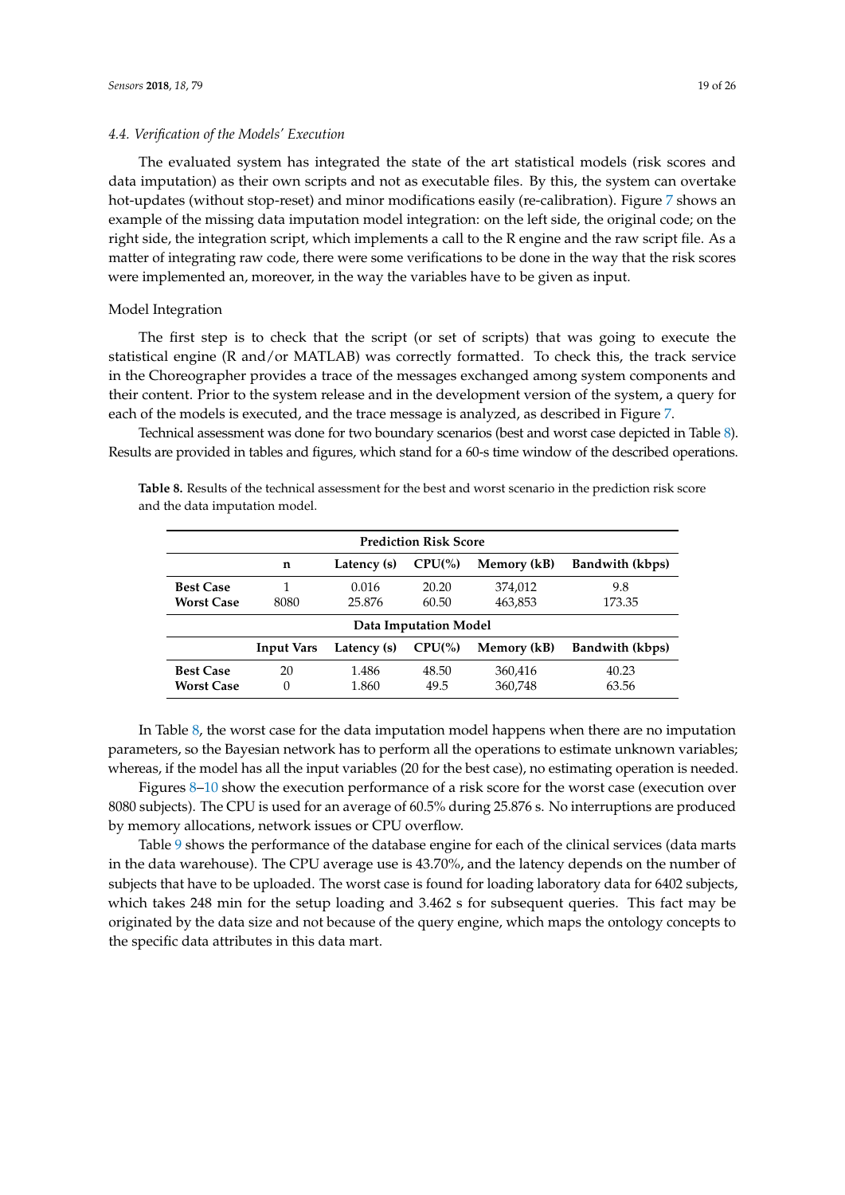### 4.4. Verification of the Models' Execution

The evaluated system has integrated the state of the art statistical models (risk scores and data imputation) as their own scripts and not as executable files. By this, the system can overtake hot-updates (without stop-reset) and minor modifications easily (re-calibration). Figure 7 shows an example of the missing data imputation model integration: on the left side, the original code; on the right side, the integration script, which implements a call to the R engine and the raw script file. As a matter of integrating raw code, there were some verifications to be done in the way that the risk scores were implemented an, moreover, in the way the variables have to be given as input.

Model Integration

The first step is to check that the script (or set of scripts) that was going to execute the statistical engine (R and/or MATLAB) was correctly formatted. To check this, the track service in the Choreographer provides a trace of the messages exchanged among system components and their content. Prior to the system release and in the development version of the system, a query for each of the models is executed, and the trace message is analyzed, as described in Figure 7.

Technical assessment was done for two boundary scenarios (best and worst case depicted in Table 8). Results are provided in tables and figures, which stand for a 60-s time window of the described operations.

**Table 8.** Results of the technical assessment for the best and worst scenario in the prediction risk score and the data imputation model.

| **Prediction Risk Score** | | | | | |
|---|---|---|---|---|---|
| | **n** | **Latency (s)** | **CPU(%)** | **Memory (kB)** | **Bandwith (kbps)** |
| **Best Case** | 1 | 0.016 | 20.20 | 374,012 | 9.8 |
| **Worst Case** | 8080 | 25.876 | 60.50 | 463,853 | 173.35 |
| **Data Imputation Model** | | | | | |
| | **Input Vars** | **Latency (s)** | **CPU(%)** | **Memory (kB)** | **Bandwith (kbps)** |
| **Best Case** | 20 | 1.486 | 48.50 | 360,416 | 40.23 |
| **Worst Case** | 0 | 1.860 | 49.5 | 360,748 | 63.56 |

In Table 8, the worst case for the data imputation model happens when there are no imputation parameters, so the Bayesian network has to perform all the operations to estimate unknown variables; whereas, if the model has all the input variables (20 for the best case), no estimating operation is needed.

Figures 8–10 show the execution performance of a risk score for the worst case (execution over 8080 subjects). The CPU is used for an average of 60.5% during 25.876 s. No interruptions are produced by memory allocations, network issues or CPU overflow.

Table 9 shows the performance of the database engine for each of the clinical services (data marts in the data warehouse). The CPU average use is 43.70%, and the latency depends on the number of subjects that have to be uploaded. The worst case is found for loading laboratory data for 6402 subjects, which takes 248 min for the setup loading and 3.462 s for subsequent queries. This fact may be originated by the data size and not because of the query engine, which maps the ontology concepts to the specific data attributes in this data mart.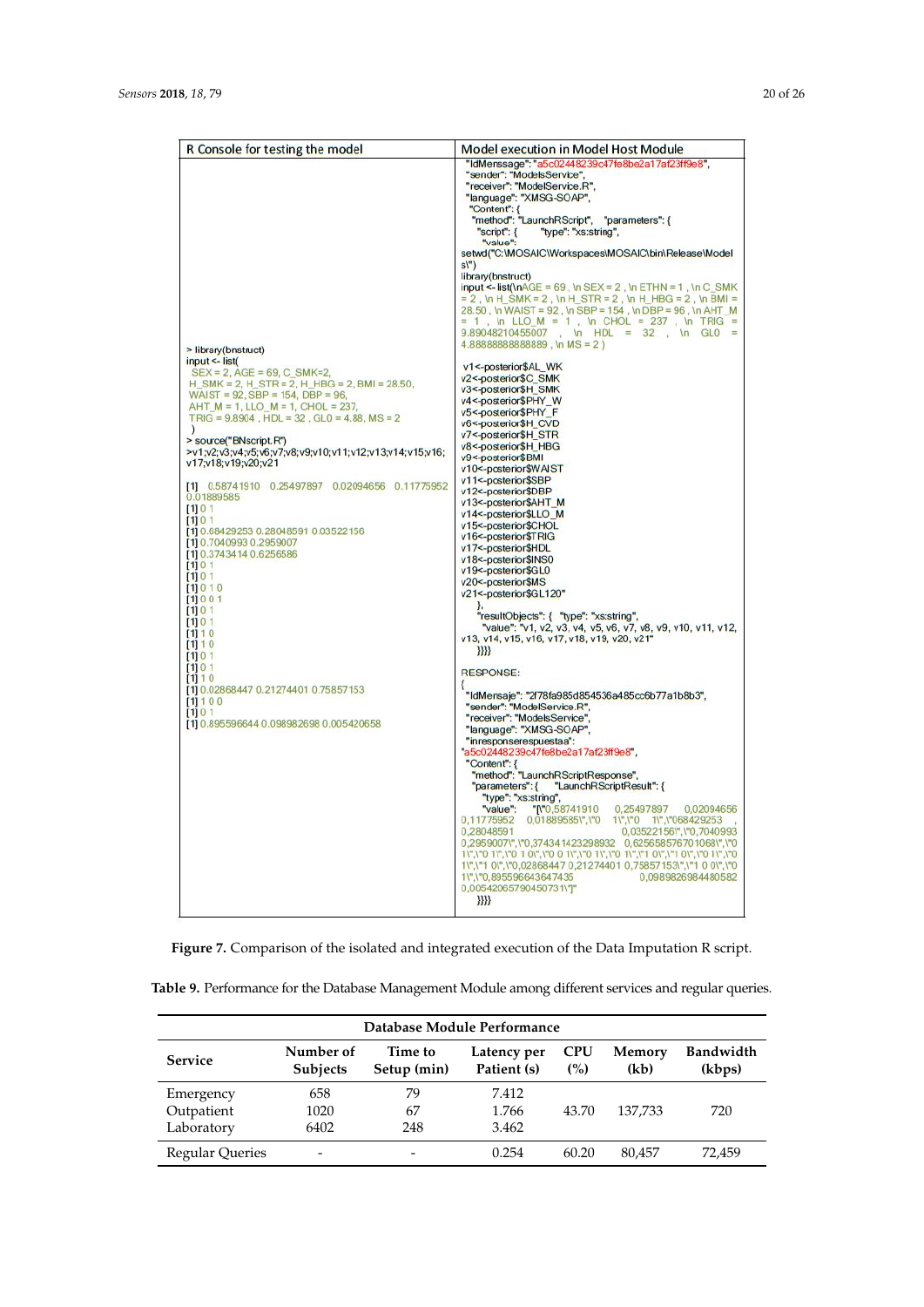| R Console for testing the model | Model execution in Model Host Module |
|---|---|
| > library(bnstruct)<br>input <- list(<br>SEX = 2, AGE = 69, C_SMK=2,<br>H_SMK = 2, H_STR = 2, H_HBG = 2, BMI = 28.50,<br>WAIST = 92, SBP = 154, DBP = 96,<br>AHT_M = 1, LLO_M = 1, CHOL = 237,<br>TRIG = 9.8904 , HDL = 32 , GL0 = 4.88, MS = 2<br>)<br>> source("BNscript.R")<br>>v1;v2;v3;v4;v5;v6;v7;v8;v9;v10;v11;v12;v13;v14;v15;v16;v17;v18;v19;v20;v21<br><br>[1] 0.58741910 0.25497897 0.02094656 0.11775952 0.01889585<br>[1] 0 1<br>[1] 0 1<br>[1] 0.68429253 0.28048591 0.03522156<br>[1] 0.7040993 0.2959007<br>[1] 0.3743414 0.6256586<br>[1] 0 1<br>[1] 0 1<br>[1] 0 1 0<br>[1] 0 0 1<br>[1] 0 1<br>[1] 0 1<br>[1] 1 0<br>[1] 1 0<br>[1] 0 1<br>[1] 0 1<br>[1] 1 0<br>[1] 0.02868447 0.21274401 0.75857153<br>[1] 1 0 0<br>[1] 0 1<br>[1] 0.895596644 0.098982698 0.005420658 | "IdMenssage": "a5c02448239c47fe8be2a17af23ff9e8",<br>"sender": "ModelsService",<br>"receiver": "ModelService.R",<br>"language": "XMSG-SOAP",<br>"Content": {<br>"method": "LaunchRScript", "parameters": {<br>"script": { "type": "xs:string",<br>"value":<br>setwd(\"C:\MOSAIC\Workspaces\MOSAIC\bin\Release\Models\")<br>library(bnstruct)<br>input <- list(\nAGE = 69 , \n SEX = 2 , \n ETHN = 1 , \n C_SMK = 2 , \n H_SMK = 2 , \n H_STR = 2 , \n H_HBG = 2 , \n BMI = 28.50 , \n WAIST = 92 , \n SBP = 154 , \n DBP = 96 , \n AHT_M = 1 , \n LLO_M = 1 , \n CHOL = 237 , \n TRIG = 9.89048210455007 , \n HDL = 32 , \n GL0 = 4.88888888888889 , \n MS = 2 )<br><br>v1<-posterior$AL_WK<br>v2<-posterior$C_SMK<br>v3<-posterior$H_SMK<br>v4<-posterior$PHY_W<br>v5<-posterior$PHY_F<br>v6<-posterior$H_CVD<br>v7<-posterior$H_STR<br>v8<-posterior$H_HBG<br>v9<-posterior$BMI<br>v10<-posterior$WAIST<br>v11<-posterior$SBP<br>v12<-posterior$DBP<br>v13<-posterior$AHT_M<br>v14<-posterior$LLO_M<br>v15<-posterior$CHOL<br>v16<-posterior$TRIG<br>v17<-posterior$HDL<br>v18<-posterior$INS0<br>v19<-posterior$GL0<br>v20<-posterior$MS<br>v21<-posterior$GL120"<br>},<br>"resultObjects": { "type": "xs:string",<br>"value": "v1, v2, v3, v4, v5, v6, v7, v8, v9, v10, v11, v12, v13, v14, v15, v16, v17, v18, v19, v20, v21"<br>}}}}<br><br>RESPONSE:<br>{<br>"IdMensaje": "2f78fa985d854536a485cc6b77a1b8b3",<br>"sender": "ModelService.R",<br>"receiver": "ModelsService",<br>"language": "XMSG-SOAP",<br>"inresponserespuestaa":<br>"a5c02448239c47fe8be2a17af23ff9e8",<br>"Content": {<br>"method": "LaunchRScriptResponse",<br>"parameters": { "LaunchRScriptResult": {<br>"type": "xs:string",<br>"value": "[\"0,58741910 0,25497897 0,02094656 0,11775952 0,01889585\",\"0 1\",\"0 1\",\"068429253 , 0,28048591 0,03522156\",\"0,7040993 0,2959007\",\"0,374341423298932 0,625658576701068\",\"0 1\",\"0 1\",\"0 1 0\",\"0 0 1\",\"0 1\",\"0 1\",\"1 0\",\"1 0\",\"0 1\",\"0 1\",\"1 0\",\"0,02868447 0,21274401 0,75857153\",\"1 0 0\",\"0 1\",\"0,895596643647435 0,0989826984480582 0,00542065790450731\"]"<br>}}}} |

Figure 7. Comparison of the isolated and integrated execution of the Data Imputation R script.

Table 9. Performance for the Database Management Module among different services and regular queries.

| Database Module Performance | | | | | | |
|---|---|---|---|---|---|---|
| Service | Number of Subjects | Time to Setup (min) | Latency per Patient (s) | CPU (%) | Memory (kb) | Bandwidth (kbps) |
| Emergency | 658 | 79 | 7.412 | 43.70 | 137,733 | 720 |
| Outpatient | 1020 | 67 | 1.766 | | | |
| Laboratory | 6402 | 248 | 3.462 | | | |
| Regular Queries | - | - | 0.254 | 60.20 | 80,457 | 72,459 |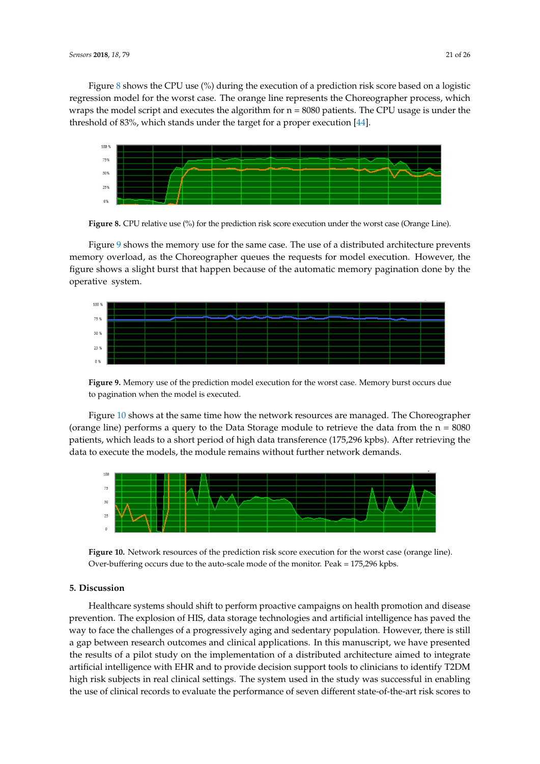Figure 8 shows the CPU use (%) during the execution of a prediction risk score based on a logistic regression model for the worst case. The orange line represents the Choreographer process, which wraps the model script and executes the algorithm for n = 8080 patients. The CPU usage is under the threshold of 83%, which stands under the target for a proper execution [44].

**Figure 8.** CPU relative use (%) for the prediction risk score execution under the worst case (Orange Line).

Figure 9 shows the memory use for the same case. The use of a distributed architecture prevents memory overload, as the Choreographer queues the requests for model execution. However, the figure shows a slight burst that happen because of the automatic memory pagination done by the operative system.

**Figure 9.** Memory use of the prediction model execution for the worst case. Memory burst occurs due to pagination when the model is executed.

Figure 10 shows at the same time how the network resources are managed. The Choreographer (orange line) performs a query to the Data Storage module to retrieve the data from the n = 8080 patients, which leads to a short period of high data transference (175,296 kpbs). After retrieving the data to execute the models, the module remains without further network demands.

**Figure 10.** Network resources of the prediction risk score execution for the worst case (orange line). Over-buffering occurs due to the auto-scale mode of the monitor. Peak = 175,296 kpbs.

## 5. Discussion

Healthcare systems should shift to perform proactive campaigns on health promotion and disease prevention. The explosion of HIS, data storage technologies and artificial intelligence has paved the way to face the challenges of a progressively aging and sedentary population. However, there is still a gap between research outcomes and clinical applications. In this manuscript, we have presented the results of a pilot study on the implementation of a distributed architecture aimed to integrate artificial intelligence with EHR and to provide decision support tools to clinicians to identify T2DM high risk subjects in real clinical settings. The system used in the study was successful in enabling the use of clinical records to evaluate the performance of seven different state-of-the-art risk scores to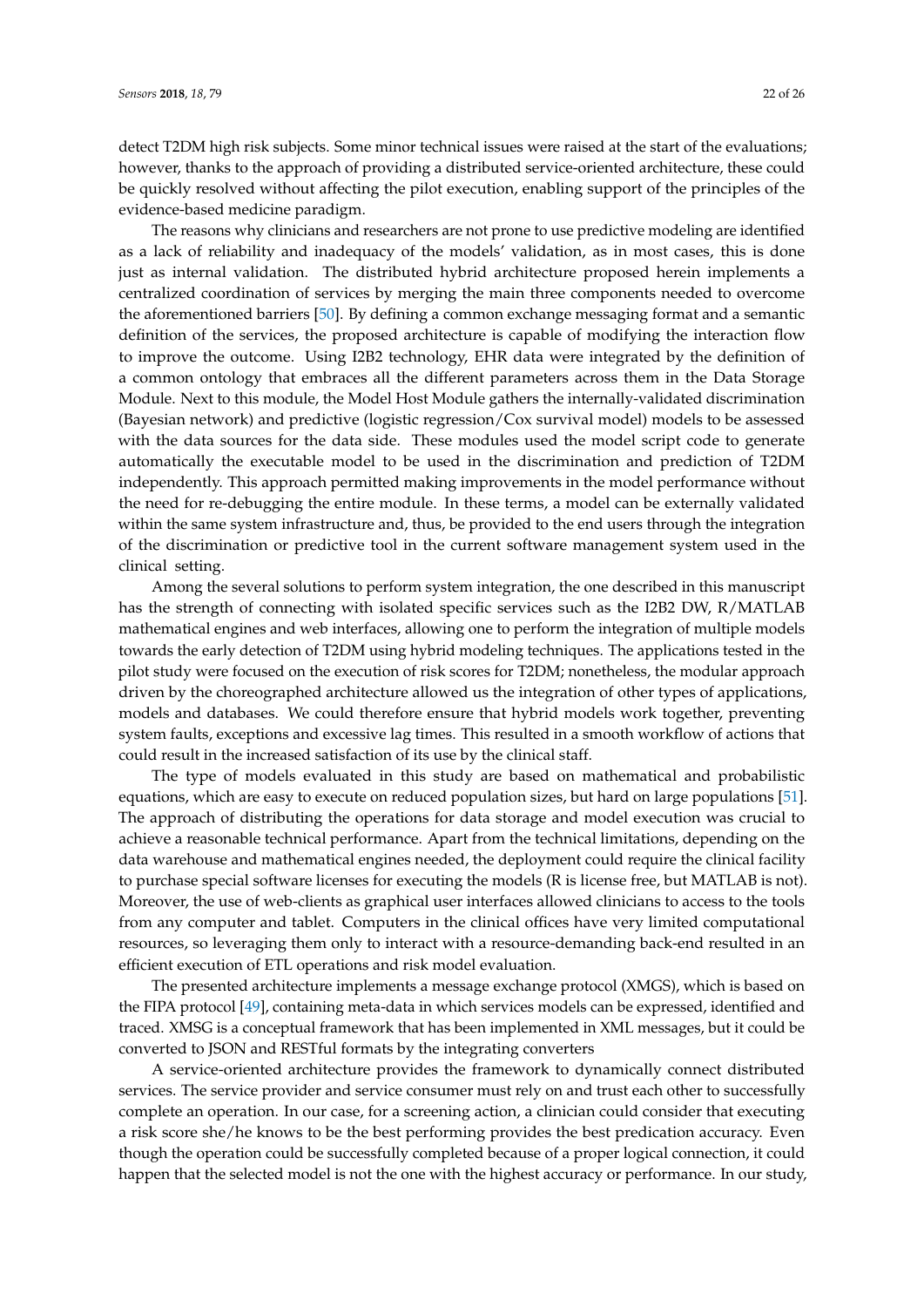detect T2DM high risk subjects. Some minor technical issues were raised at the start of the evaluations; however, thanks to the approach of providing a distributed service-oriented architecture, these could be quickly resolved without affecting the pilot execution, enabling support of the principles of the evidence-based medicine paradigm.

The reasons why clinicians and researchers are not prone to use predictive modeling are identified as a lack of reliability and inadequacy of the models' validation, as in most cases, this is done just as internal validation. The distributed hybrid architecture proposed herein implements a centralized coordination of services by merging the main three components needed to overcome the aforementioned barriers [50]. By defining a common exchange messaging format and a semantic definition of the services, the proposed architecture is capable of modifying the interaction flow to improve the outcome. Using I2B2 technology, EHR data were integrated by the definition of a common ontology that embraces all the different parameters across them in the Data Storage Module. Next to this module, the Model Host Module gathers the internally-validated discrimination (Bayesian network) and predictive (logistic regression/Cox survival model) models to be assessed with the data sources for the data side. These modules used the model script code to generate automatically the executable model to be used in the discrimination and prediction of T2DM independently. This approach permitted making improvements in the model performance without the need for re-debugging the entire module. In these terms, a model can be externally validated within the same system infrastructure and, thus, be provided to the end users through the integration of the discrimination or predictive tool in the current software management system used in the clinical setting.

Among the several solutions to perform system integration, the one described in this manuscript has the strength of connecting with isolated specific services such as the I2B2 DW, R/MATLAB mathematical engines and web interfaces, allowing one to perform the integration of multiple models towards the early detection of T2DM using hybrid modeling techniques. The applications tested in the pilot study were focused on the execution of risk scores for T2DM; nonetheless, the modular approach driven by the choreographed architecture allowed us the integration of other types of applications, models and databases. We could therefore ensure that hybrid models work together, preventing system faults, exceptions and excessive lag times. This resulted in a smooth workflow of actions that could result in the increased satisfaction of its use by the clinical staff.

The type of models evaluated in this study are based on mathematical and probabilistic equations, which are easy to execute on reduced population sizes, but hard on large populations [51]. The approach of distributing the operations for data storage and model execution was crucial to achieve a reasonable technical performance. Apart from the technical limitations, depending on the data warehouse and mathematical engines needed, the deployment could require the clinical facility to purchase special software licenses for executing the models (R is license free, but MATLAB is not). Moreover, the use of web-clients as graphical user interfaces allowed clinicians to access to the tools from any computer and tablet. Computers in the clinical offices have very limited computational resources, so leveraging them only to interact with a resource-demanding back-end resulted in an efficient execution of ETL operations and risk model evaluation.

The presented architecture implements a message exchange protocol (XMGS), which is based on the FIPA protocol [49], containing meta-data in which services models can be expressed, identified and traced. XMSG is a conceptual framework that has been implemented in XML messages, but it could be converted to JSON and RESTful formats by the integrating converters

A service-oriented architecture provides the framework to dynamically connect distributed services. The service provider and service consumer must rely on and trust each other to successfully complete an operation. In our case, for a screening action, a clinician could consider that executing a risk score she/he knows to be the best performing provides the best predication accuracy. Even though the operation could be successfully completed because of a proper logical connection, it could happen that the selected model is not the one with the highest accuracy or performance. In our study,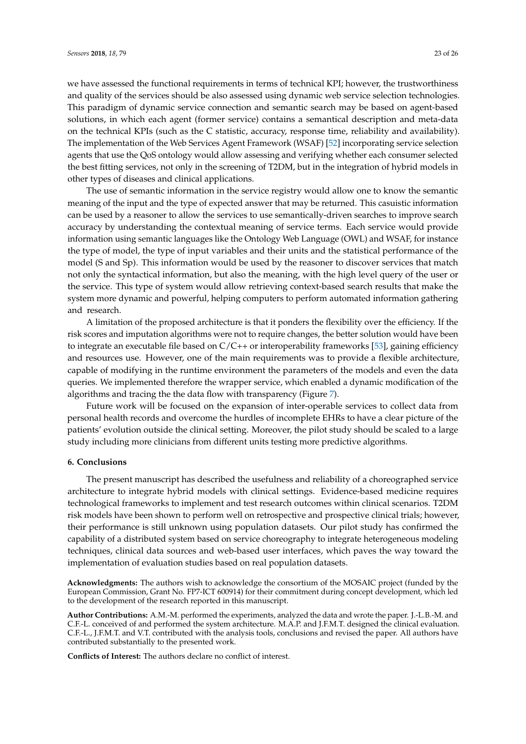we have assessed the functional requirements in terms of technical KPI; however, the trustworthiness and quality of the services should be also assessed using dynamic web service selection technologies. This paradigm of dynamic service connection and semantic search may be based on agent-based solutions, in which each agent (former service) contains a semantical description and meta-data on the technical KPIs (such as the C statistic, accuracy, response time, reliability and availability). The implementation of the Web Services Agent Framework (WSAF) [52] incorporating service selection agents that use the QoS ontology would allow assessing and verifying whether each consumer selected the best fitting services, not only in the screening of T2DM, but in the integration of hybrid models in other types of diseases and clinical applications.

The use of semantic information in the service registry would allow one to know the semantic meaning of the input and the type of expected answer that may be returned. This casuistic information can be used by a reasoner to allow the services to use semantically-driven searches to improve search accuracy by understanding the contextual meaning of service terms. Each service would provide information using semantic languages like the Ontology Web Language (OWL) and WSAF, for instance the type of model, the type of input variables and their units and the statistical performance of the model (S and Sp). This information would be used by the reasoner to discover services that match not only the syntactical information, but also the meaning, with the high level query of the user or the service. This type of system would allow retrieving context-based search results that make the system more dynamic and powerful, helping computers to perform automated information gathering and research.

A limitation of the proposed architecture is that it ponders the flexibility over the efficiency. If the risk scores and imputation algorithms were not to require changes, the better solution would have been to integrate an executable file based on C/C++ or interoperability frameworks [53], gaining efficiency and resources use. However, one of the main requirements was to provide a flexible architecture, capable of modifying in the runtime environment the parameters of the models and even the data queries. We implemented therefore the wrapper service, which enabled a dynamic modification of the algorithms and tracing the the data flow with transparency (Figure 7).

Future work will be focused on the expansion of inter-operable services to collect data from personal health records and overcome the hurdles of incomplete EHRs to have a clear picture of the patients' evolution outside the clinical setting. Moreover, the pilot study should be scaled to a large study including more clinicians from different units testing more predictive algorithms.

## 6. Conclusions

The present manuscript has described the usefulness and reliability of a choreographed service architecture to integrate hybrid models with clinical settings. Evidence-based medicine requires technological frameworks to implement and test research outcomes within clinical scenarios. T2DM risk models have been shown to perform well on retrospective and prospective clinical trials; however, their performance is still unknown using population datasets. Our pilot study has confirmed the capability of a distributed system based on service choreography to integrate heterogeneous modeling techniques, clinical data sources and web-based user interfaces, which paves the way toward the implementation of evaluation studies based on real population datasets.

**Acknowledgments:** The authors wish to acknowledge the consortium of the MOSAIC project (funded by the European Commission, Grant No. FP7-ICT 600914) for their commitment during concept development, which led to the development of the research reported in this manuscript.

**Author Contributions:** A.M.-M. performed the experiments, analyzed the data and wrote the paper. J.-L.B.-M. and C.F.-L. conceived of and performed the system architecture. M.A.P. and J.F.M.T. designed the clinical evaluation. C.F.-L., J.F.M.T. and V.T. contributed with the analysis tools, conclusions and revised the paper. All authors have contributed substantially to the presented work.

**Conflicts of Interest:** The authors declare no conflict of interest.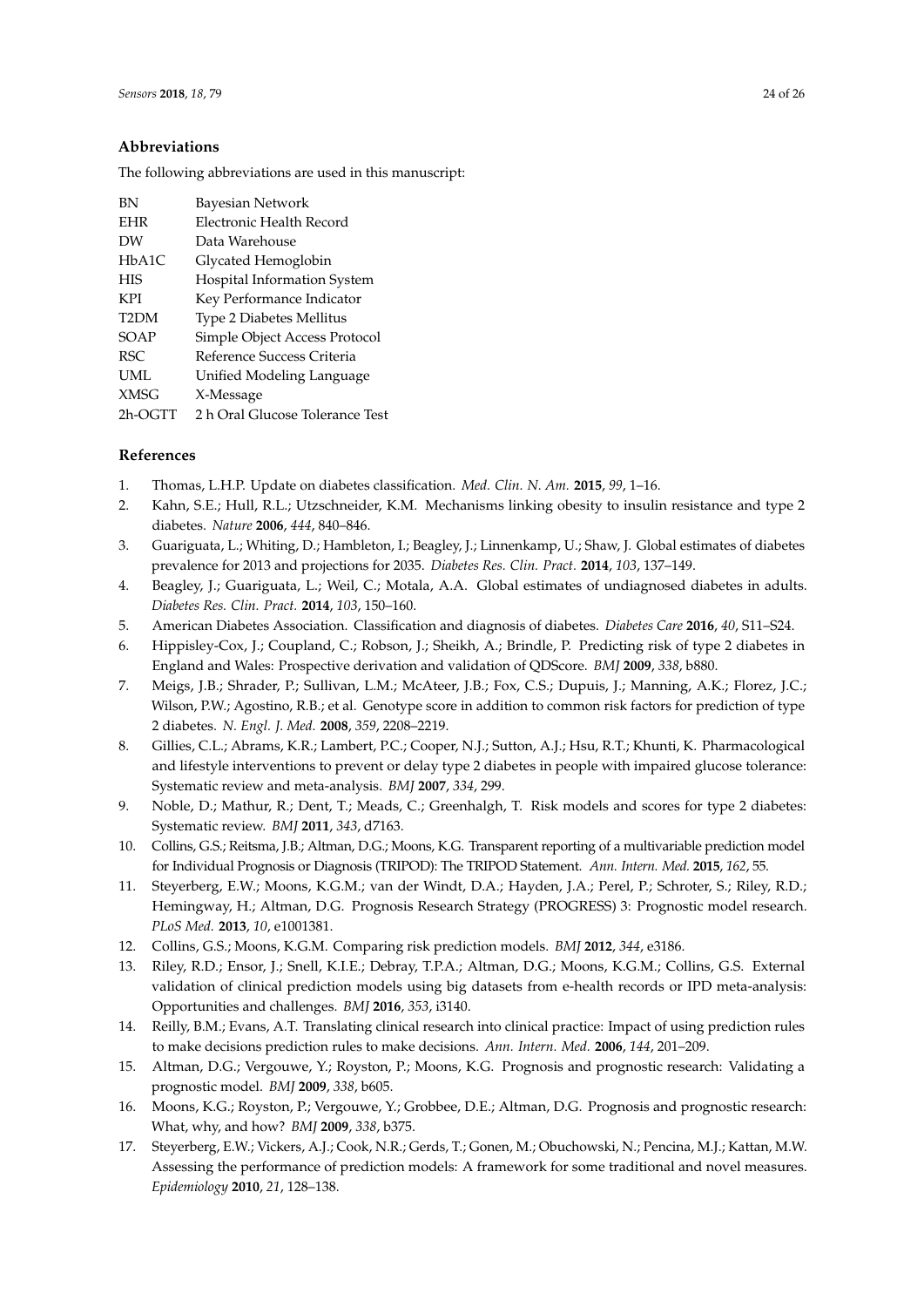## Abbreviations

The following abbreviations are used in this manuscript:

| | |
|---|---|
| BN | Bayesian Network |
| EHR | Electronic Health Record |
| DW | Data Warehouse |
| HbA1C | Glycated Hemoglobin |
| HIS | Hospital Information System |
| KPI | Key Performance Indicator |
| T2DM | Type 2 Diabetes Mellitus |
| SOAP | Simple Object Access Protocol |
| RSC | Reference Success Criteria |
| UML | Unified Modeling Language |
| XMSG | X-Message |
| 2h-OGTT | 2 h Oral Glucose Tolerance Test |

## References

1. Thomas, L.H.P. Update on diabetes classification. *Med. Clin. N. Am.* **2015**, *99*, 1–16.
2. Kahn, S.E.; Hull, R.L.; Utzschneider, K.M. Mechanisms linking obesity to insulin resistance and type 2 diabetes. *Nature* **2006**, *444*, 840–846.
3. Guariguata, L.; Whiting, D.; Hambleton, I.; Beagley, J.; Linnenkamp, U.; Shaw, J. Global estimates of diabetes prevalence for 2013 and projections for 2035. *Diabetes Res. Clin. Pract.* **2014**, *103*, 137–149.
4. Beagley, J.; Guariguata, L.; Weil, C.; Motala, A.A. Global estimates of undiagnosed diabetes in adults. *Diabetes Res. Clin. Pract.* **2014**, *103*, 150–160.
5. American Diabetes Association. Classification and diagnosis of diabetes. *Diabetes Care* **2016**, *40*, S11–S24.
6. Hippisley-Cox, J.; Coupland, C.; Robson, J.; Sheikh, A.; Brindle, P. Predicting risk of type 2 diabetes in England and Wales: Prospective derivation and validation of QDScore. *BMJ* **2009**, *338*, b880.
7. Meigs, J.B.; Shrader, P.; Sullivan, L.M.; McAteer, J.B.; Fox, C.S.; Dupuis, J.; Manning, A.K.; Florez, J.C.; Wilson, P.W.; Agostino, R.B.; et al. Genotype score in addition to common risk factors for prediction of type 2 diabetes. *N. Engl. J. Med.* **2008**, *359*, 2208–2219.
8. Gillies, C.L.; Abrams, K.R.; Lambert, P.C.; Cooper, N.J.; Sutton, A.J.; Hsu, R.T.; Khunti, K. Pharmacological and lifestyle interventions to prevent or delay type 2 diabetes in people with impaired glucose tolerance: Systematic review and meta-analysis. *BMJ* **2007**, *334*, 299.
9. Noble, D.; Mathur, R.; Dent, T.; Meads, C.; Greenhalgh, T. Risk models and scores for type 2 diabetes: Systematic review. *BMJ* **2011**, *343*, d7163.
10. Collins, G.S.; Reitsma, J.B.; Altman, D.G.; Moons, K.G. Transparent reporting of a multivariable prediction model for Individual Prognosis or Diagnosis (TRIPOD): The TRIPOD Statement. *Ann. Intern. Med.* **2015**, *162*, 55.
11. Steyerberg, E.W.; Moons, K.G.M.; van der Windt, D.A.; Hayden, J.A.; Perel, P.; Schroter, S.; Riley, R.D.; Hemingway, H.; Altman, D.G. Prognosis Research Strategy (PROGRESS) 3: Prognostic model research. *PLoS Med.* **2013**, *10*, e1001381.
12. Collins, G.S.; Moons, K.G.M. Comparing risk prediction models. *BMJ* **2012**, *344*, e3186.
13. Riley, R.D.; Ensor, J.; Snell, K.I.E.; Debray, T.P.A.; Altman, D.G.; Moons, K.G.M.; Collins, G.S. External validation of clinical prediction models using big datasets from e-health records or IPD meta-analysis: Opportunities and challenges. *BMJ* **2016**, *353*, i3140.
14. Reilly, B.M.; Evans, A.T. Translating clinical research into clinical practice: Impact of using prediction rules to make decisions prediction rules to make decisions. *Ann. Intern. Med.* **2006**, *144*, 201–209.
15. Altman, D.G.; Vergouwe, Y.; Royston, P.; Moons, K.G. Prognosis and prognostic research: Validating a prognostic model. *BMJ* **2009**, *338*, b605.
16. Moons, K.G.; Royston, P.; Vergouwe, Y.; Grobbee, D.E.; Altman, D.G. Prognosis and prognostic research: What, why, and how? *BMJ* **2009**, *338*, b375.
17. Steyerberg, E.W.; Vickers, A.J.; Cook, N.R.; Gerds, T.; Gonen, M.; Obuchowski, N.; Pencina, M.J.; Kattan, M.W. Assessing the performance of prediction models: A framework for some traditional and novel measures. *Epidemiology* **2010**, *21*, 128–138.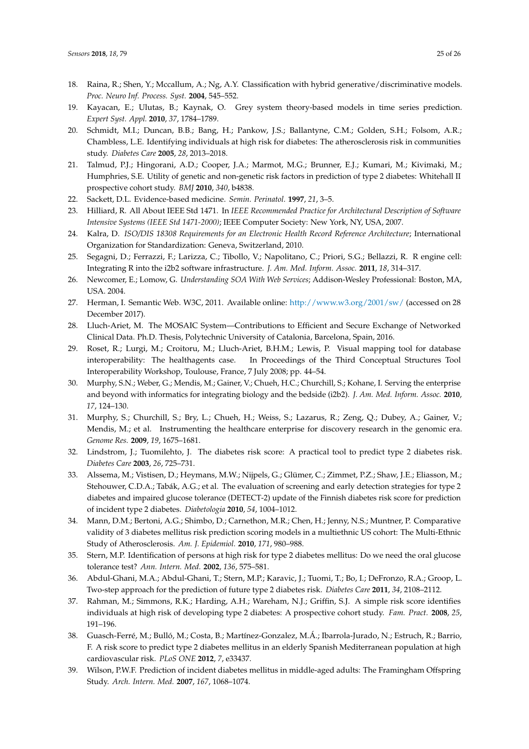18. Raina, R.; Shen, Y.; Mccallum, A.; Ng, A.Y. Classification with hybrid generative/discriminative models. *Proc. Neuro Inf. Process. Syst.* **2004**, 545–552.
19. Kayacan, E.; Ulutas, B.; Kaynak, O. Grey system theory-based models in time series prediction. *Expert Syst. Appl.* **2010**, *37*, 1784–1789.
20. Schmidt, M.I.; Duncan, B.B.; Bang, H.; Pankow, J.S.; Ballantyne, C.M.; Golden, S.H.; Folsom, A.R.; Chambless, L.E. Identifying individuals at high risk for diabetes: The atherosclerosis risk in communities study. *Diabetes Care* **2005**, *28*, 2013–2018.
21. Talmud, P.J.; Hingorani, A.D.; Cooper, J.A.; Marmot, M.G.; Brunner, E.J.; Kumari, M.; Kivimaki, M.; Humphries, S.E. Utility of genetic and non-genetic risk factors in prediction of type 2 diabetes: Whitehall II prospective cohort study. *BMJ* **2010**, *340*, b4838.
22. Sackett, D.L. Evidence-based medicine. *Semin. Perinatol.* **1997**, *21*, 3–5.
23. Hilliard, R. All About IEEE Std 1471. In *IEEE Recommended Practice for Architectural Description of Software Intensive Systems (IEEE Std 1471-2000)*; IEEE Computer Society: New York, NY, USA, 2007.
24. Kalra, D. *ISO/DIS 18308 Requirements for an Electronic Health Record Reference Architecture*; International Organization for Standardization: Geneva, Switzerland, 2010.
25. Segagni, D.; Ferrazzi, F.; Larizza, C.; Tibollo, V.; Napolitano, C.; Priori, S.G.; Bellazzi, R. R engine cell: Integrating R into the i2b2 software infrastructure. *J. Am. Med. Inform. Assoc.* **2011**, *18*, 314–317.
26. Newcomer, E.; Lomow, G. *Understanding SOA With Web Services*; Addison-Wesley Professional: Boston, MA, USA. 2004.
27. Herman, I. Semantic Web. W3C, 2011. Available online: http://www.w3.org/2001/sw/ (accessed on 28 December 2017).
28. Lluch-Ariet, M. The MOSAIC System—Contributions to Efficient and Secure Exchange of Networked Clinical Data. Ph.D. Thesis, Polytechnic University of Catalonia, Barcelona, Spain, 2016.
29. Roset, R.; Lurgi, M.; Croitoru, M.; Lluch-Ariet, B.H.M.; Lewis, P. Visual mapping tool for database interoperability: The healthagents case. In Proceedings of the Third Conceptual Structures Tool Interoperability Workshop, Toulouse, France, 7 July 2008; pp. 44–54.
30. Murphy, S.N.; Weber, G.; Mendis, M.; Gainer, V.; Chueh, H.C.; Churchill, S.; Kohane, I. Serving the enterprise and beyond with informatics for integrating biology and the bedside (i2b2). *J. Am. Med. Inform. Assoc.* **2010**, *17*, 124–130.
31. Murphy, S.; Churchill, S.; Bry, L.; Chueh, H.; Weiss, S.; Lazarus, R.; Zeng, Q.; Dubey, A.; Gainer, V.; Mendis, M.; et al. Instrumenting the healthcare enterprise for discovery research in the genomic era. *Genome Res.* **2009**, *19*, 1675–1681.
32. Lindstrom, J.; Tuomilehto, J. The diabetes risk score: A practical tool to predict type 2 diabetes risk. *Diabetes Care* **2003**, *26*, 725–731.
33. Alssema, M.; Vistisen, D.; Heymans, M.W.; Nijpels, G.; Glümer, C.; Zimmet, P.Z.; Shaw, J.E.; Eliasson, M.; Stehouwer, C.D.A.; Tabák, A.G.; et al. The evaluation of screening and early detection strategies for type 2 diabetes and impaired glucose tolerance (DETECT-2) update of the Finnish diabetes risk score for prediction of incident type 2 diabetes. *Diabetologia* **2010**, *54*, 1004–1012.
34. Mann, D.M.; Bertoni, A.G.; Shimbo, D.; Carnethon, M.R.; Chen, H.; Jenny, N.S.; Muntner, P. Comparative validity of 3 diabetes mellitus risk prediction scoring models in a multiethnic US cohort: The Multi-Ethnic Study of Atherosclerosis. *Am. J. Epidemiol.* **2010**, *171*, 980–988.
35. Stern, M.P. Identification of persons at high risk for type 2 diabetes mellitus: Do we need the oral glucose tolerance test? *Ann. Intern. Med.* **2002**, *136*, 575–581.
36. Abdul-Ghani, M.A.; Abdul-Ghani, T.; Stern, M.P.; Karavic, J.; Tuomi, T.; Bo, I.; DeFronzo, R.A.; Groop, L. Two-step approach for the prediction of future type 2 diabetes risk. *Diabetes Care* **2011**, *34*, 2108–2112.
37. Rahman, M.; Simmons, R.K.; Harding, A.H.; Wareham, N.J.; Griffin, S.J. A simple risk score identifies individuals at high risk of developing type 2 diabetes: A prospective cohort study. *Fam. Pract.* **2008**, *25*, 191–196.
38. Guasch-Ferré, M.; Bulló, M.; Costa, B.; Martínez-Gonzalez, M.Á.; Ibarrola-Jurado, N.; Estruch, R.; Barrio, F. A risk score to predict type 2 diabetes mellitus in an elderly Spanish Mediterranean population at high cardiovascular risk. *PLoS ONE* **2012**, *7*, e33437.
39. Wilson, P.W.F. Prediction of incident diabetes mellitus in middle-aged adults: The Framingham Offspring Study. *Arch. Intern. Med.* **2007**, *167*, 1068–1074.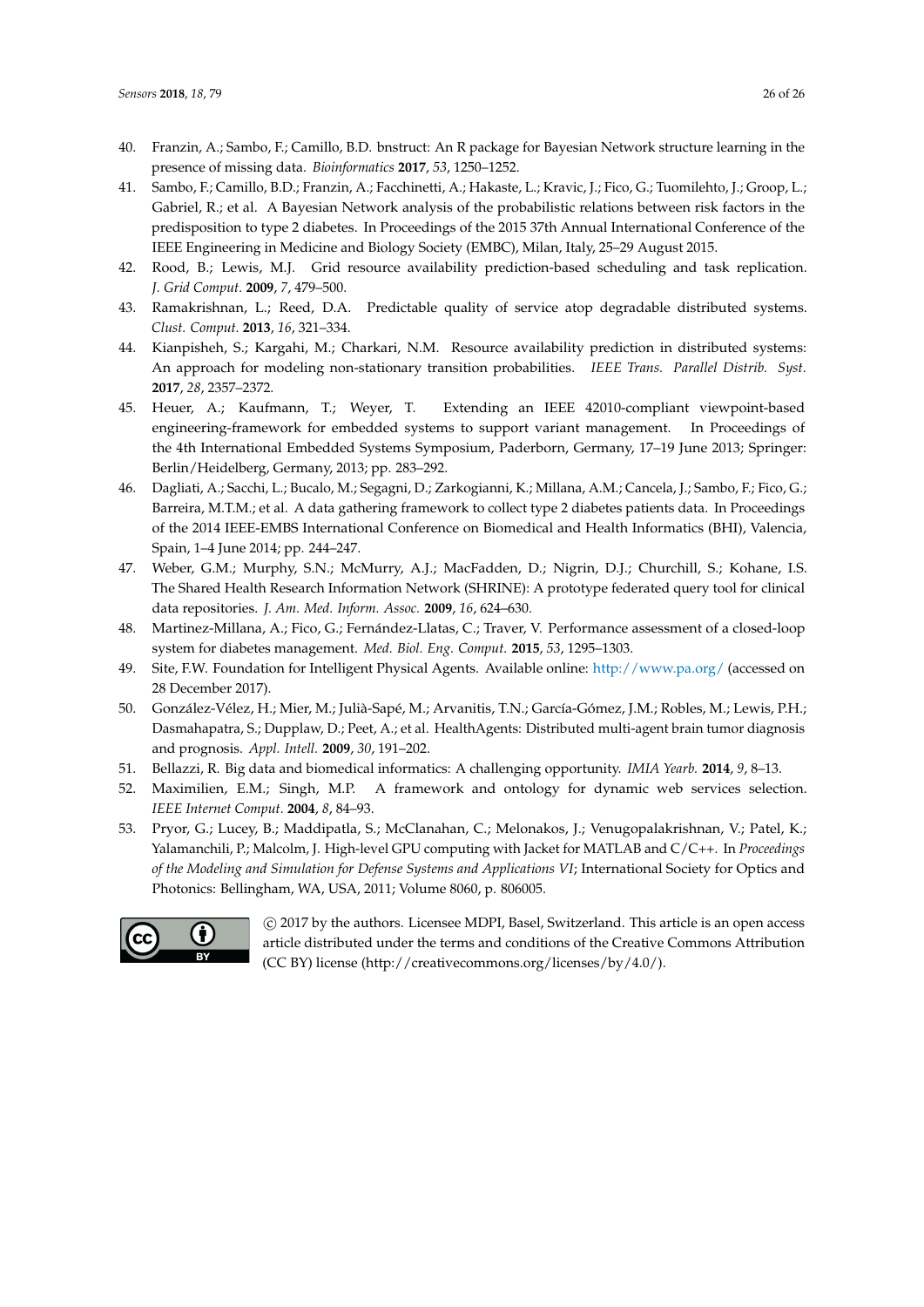40. Franzin, A.; Sambo, F.; Camillo, B.D. bnstruct: An R package for Bayesian Network structure learning in the presence of missing data. *Bioinformatics* **2017**, *53*, 1250–1252.
41. Sambo, F.; Camillo, B.D.; Franzin, A.; Facchinetti, A.; Hakaste, L.; Kravic, J.; Fico, G.; Tuomilehto, J.; Groop, L.; Gabriel, R.; et al. A Bayesian Network analysis of the probabilistic relations between risk factors in the predisposition to type 2 diabetes. In Proceedings of the 2015 37th Annual International Conference of the IEEE Engineering in Medicine and Biology Society (EMBC), Milan, Italy, 25–29 August 2015.
42. Rood, B.; Lewis, M.J. Grid resource availability prediction-based scheduling and task replication. *J. Grid Comput.* **2009**, *7*, 479–500.
43. Ramakrishnan, L.; Reed, D.A. Predictable quality of service atop degradable distributed systems. *Clust. Comput.* **2013**, *16*, 321–334.
44. Kianpisheh, S.; Kargahi, M.; Charkari, N.M. Resource availability prediction in distributed systems: An approach for modeling non-stationary transition probabilities. *IEEE Trans. Parallel Distrib. Syst.* **2017**, *28*, 2357–2372.
45. Heuer, A.; Kaufmann, T.; Weyer, T. Extending an IEEE 42010-compliant viewpoint-based engineering-framework for embedded systems to support variant management. In Proceedings of the 4th International Embedded Systems Symposium, Paderborn, Germany, 17–19 June 2013; Springer: Berlin/Heidelberg, Germany, 2013; pp. 283–292.
46. Dagliati, A.; Sacchi, L.; Bucalo, M.; Segagni, D.; Zarkogianni, K.; Millana, A.M.; Cancela, J.; Sambo, F.; Fico, G.; Barreira, M.T.M.; et al. A data gathering framework to collect type 2 diabetes patients data. In Proceedings of the 2014 IEEE-EMBS International Conference on Biomedical and Health Informatics (BHI), Valencia, Spain, 1–4 June 2014; pp. 244–247.
47. Weber, G.M.; Murphy, S.N.; McMurry, A.J.; MacFadden, D.; Nigrin, D.J.; Churchill, S.; Kohane, I.S. The Shared Health Research Information Network (SHRINE): A prototype federated query tool for clinical data repositories. *J. Am. Med. Inform. Assoc.* **2009**, *16*, 624–630.
48. Martinez-Millana, A.; Fico, G.; Fernández-Llatas, C.; Traver, V. Performance assessment of a closed-loop system for diabetes management. *Med. Biol. Eng. Comput.* **2015**, *53*, 1295–1303.
49. Site, F.W. Foundation for Intelligent Physical Agents. Available online: http://www.pa.org/ (accessed on 28 December 2017).
50. González-Vélez, H.; Mier, M.; Julià-Sapé, M.; Arvanitis, T.N.; García-Gómez, J.M.; Robles, M.; Lewis, P.H.; Dasmahapatra, S.; Dupplaw, D.; Peet, A.; et al. HealthAgents: Distributed multi-agent brain tumor diagnosis and prognosis. *Appl. Intell.* **2009**, *30*, 191–202.
51. Bellazzi, R. Big data and biomedical informatics: A challenging opportunity. *IMIA Yearb.* **2014**, *9*, 8–13.
52. Maximilien, E.M.; Singh, M.P. A framework and ontology for dynamic web services selection. *IEEE Internet Comput.* **2004**, *8*, 84–93.
53. Pryor, G.; Lucey, B.; Maddipatla, S.; McClanahan, C.; Melonakos, J.; Venugopalakrishnan, V.; Patel, K.; Yalamanchili, P.; Malcolm, J. High-level GPU computing with Jacket for MATLAB and C/C++. In *Proceedings of the Modeling and Simulation for Defense Systems and Applications VI*; International Society for Optics and Photonics: Bellingham, WA, USA, 2011; Volume 8060, p. 806005.

© 2017 by the authors. Licensee MDPI, Basel, Switzerland. This article is an open access article distributed under the terms and conditions of the Creative Commons Attribution (CC BY) license (http://creativecommons.org/licenses/by/4.0/).